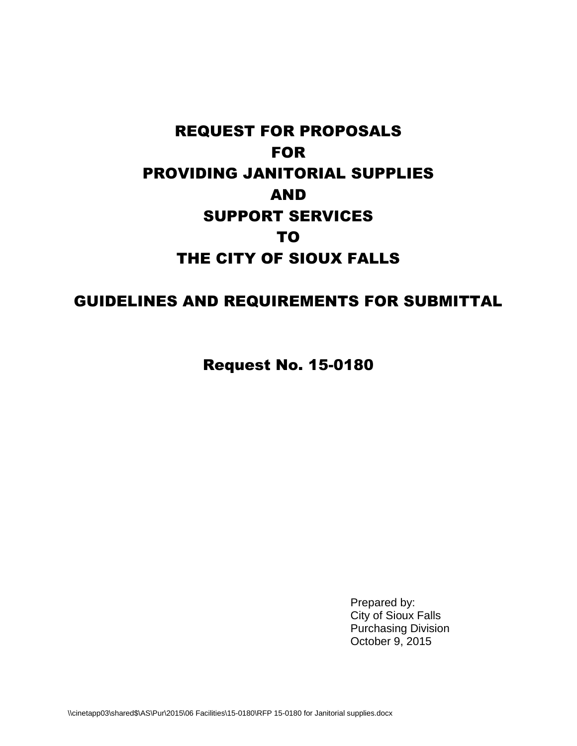# REQUEST FOR PROPOSALS FOR PROVIDING JANITORIAL SUPPLIES AND SUPPORT SERVICES TO THE CITY OF SIOUX FALLS

## GUIDELINES AND REQUIREMENTS FOR SUBMITTAL

## Request No. 15-0180

Prepared by:
City of Sioux Falls
Purchasing Division
October 9, 2015

\\cinetapp03\shared$\AS\Pur\2015\06 Facilities\15-0180\RFP 15-0180 for Janitorial supplies.docx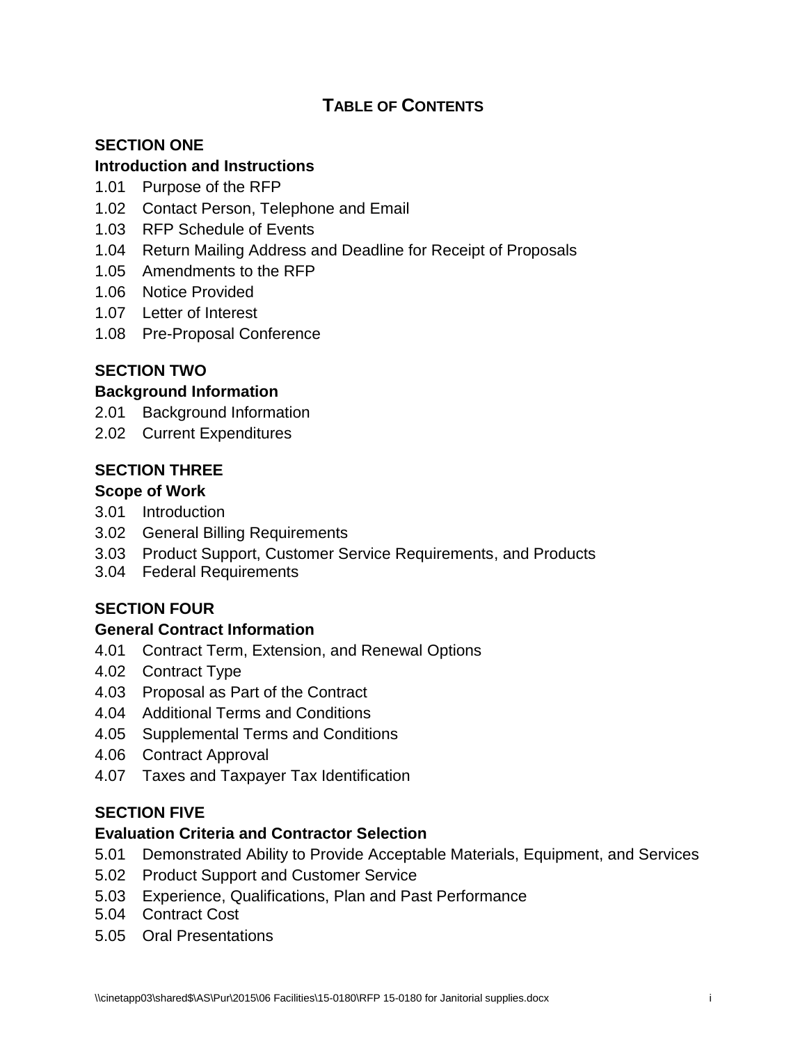# TABLE OF CONTENTS

**SECTION ONE**

**Introduction and Instructions**

1.01 Purpose of the RFP
1.02 Contact Person, Telephone and Email
1.03 RFP Schedule of Events
1.04 Return Mailing Address and Deadline for Receipt of Proposals
1.05 Amendments to the RFP
1.06 Notice Provided
1.07 Letter of Interest
1.08 Pre-Proposal Conference

**SECTION TWO**

**Background Information**

2.01 Background Information
2.02 Current Expenditures

**SECTION THREE**

**Scope of Work**

3.01 Introduction
3.02 General Billing Requirements
3.03 Product Support, Customer Service Requirements, and Products
3.04 Federal Requirements

**SECTION FOUR**

**General Contract Information**

4.01 Contract Term, Extension, and Renewal Options
4.02 Contract Type
4.03 Proposal as Part of the Contract
4.04 Additional Terms and Conditions
4.05 Supplemental Terms and Conditions
4.06 Contract Approval
4.07 Taxes and Taxpayer Tax Identification

**SECTION FIVE**

**Evaluation Criteria and Contractor Selection**

5.01 Demonstrated Ability to Provide Acceptable Materials, Equipment, and Services
5.02 Product Support and Customer Service
5.03 Experience, Qualifications, Plan and Past Performance
5.04 Contract Cost
5.05 Oral Presentations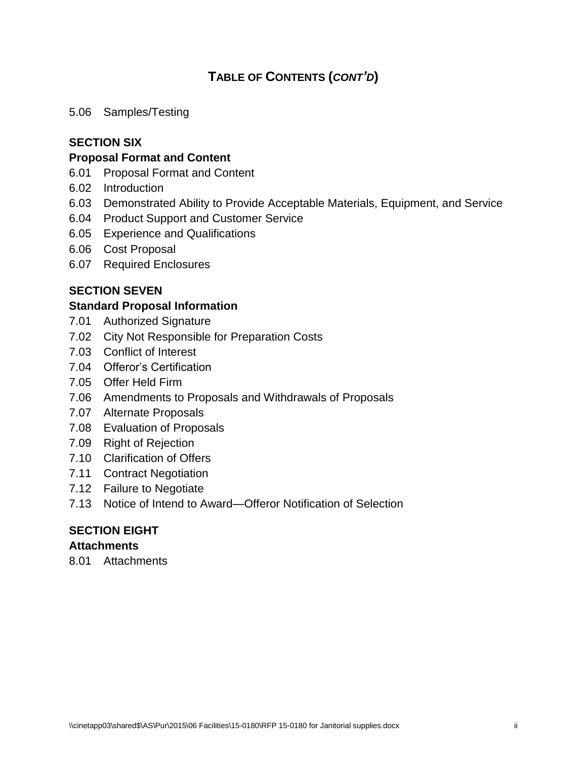# TABLE OF CONTENTS (*CONT'D*)

5.06 Samples/Testing

**SECTION SIX**

**Proposal Format and Content**

6.01 Proposal Format and Content
6.02 Introduction
6.03 Demonstrated Ability to Provide Acceptable Materials, Equipment, and Service
6.04 Product Support and Customer Service
6.05 Experience and Qualifications
6.06 Cost Proposal
6.07 Required Enclosures

**SECTION SEVEN**

**Standard Proposal Information**

7.01 Authorized Signature
7.02 City Not Responsible for Preparation Costs
7.03 Conflict of Interest
7.04 Offeror's Certification
7.05 Offer Held Firm
7.06 Amendments to Proposals and Withdrawals of Proposals
7.07 Alternate Proposals
7.08 Evaluation of Proposals
7.09 Right of Rejection
7.10 Clarification of Offers
7.11 Contract Negotiation
7.12 Failure to Negotiate
7.13 Notice of Intend to Award—Offeror Notification of Selection

**SECTION EIGHT**

**Attachments**

8.01 Attachments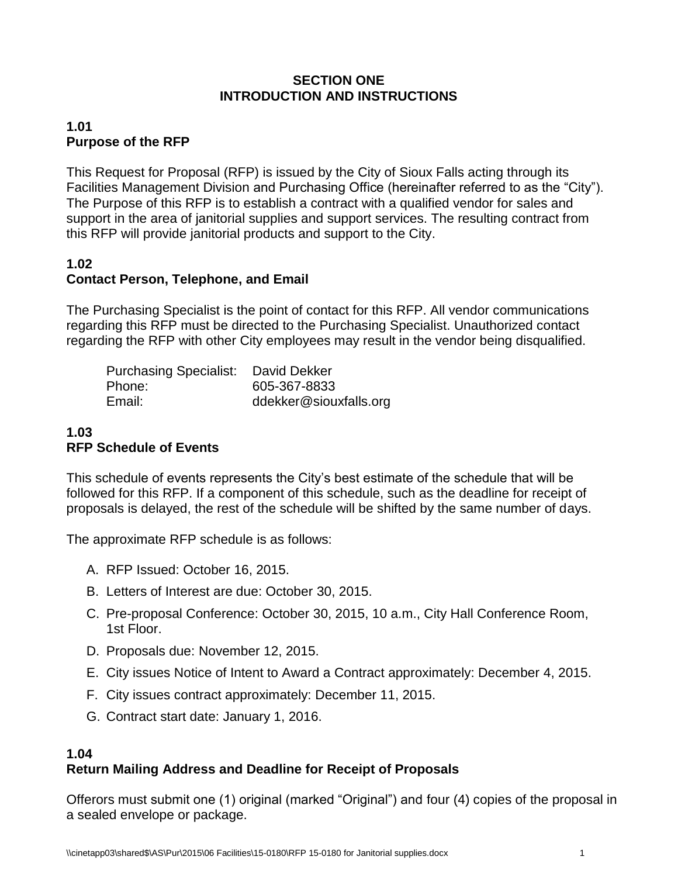# SECTION ONE
# INTRODUCTION AND INSTRUCTIONS

### 1.01
### Purpose of the RFP

This Request for Proposal (RFP) is issued by the City of Sioux Falls acting through its Facilities Management Division and Purchasing Office (hereinafter referred to as the "City"). The Purpose of this RFP is to establish a contract with a qualified vendor for sales and support in the area of janitorial supplies and support services. The resulting contract from this RFP will provide janitorial products and support to the City.

### 1.02
### Contact Person, Telephone, and Email

The Purchasing Specialist is the point of contact for this RFP. All vendor communications regarding this RFP must be directed to the Purchasing Specialist. Unauthorized contact regarding the RFP with other City employees may result in the vendor being disqualified.

Purchasing Specialist: David Dekker
Phone: 605-367-8833
Email: ddekker@siouxfalls.org

### 1.03
### RFP Schedule of Events

This schedule of events represents the City's best estimate of the schedule that will be followed for this RFP. If a component of this schedule, such as the deadline for receipt of proposals is delayed, the rest of the schedule will be shifted by the same number of days.

The approximate RFP schedule is as follows:

A. RFP Issued: October 16, 2015.
B. Letters of Interest are due: October 30, 2015.
C. Pre-proposal Conference: October 30, 2015, 10 a.m., City Hall Conference Room, 1st Floor.
D. Proposals due: November 12, 2015.
E. City issues Notice of Intent to Award a Contract approximately: December 4, 2015.
F. City issues contract approximately: December 11, 2015.
G. Contract start date: January 1, 2016.

### 1.04
### Return Mailing Address and Deadline for Receipt of Proposals

Offerors must submit one (1) original (marked "Original") and four (4) copies of the proposal in a sealed envelope or package.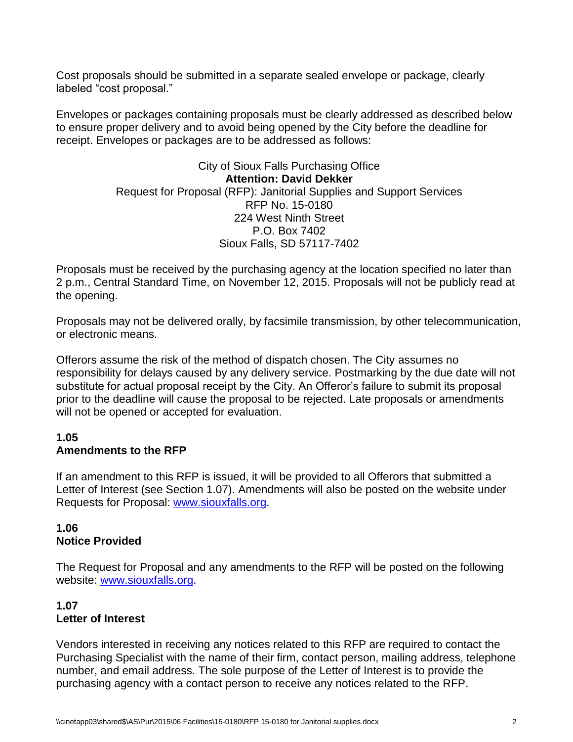Cost proposals should be submitted in a separate sealed envelope or package, clearly labeled “cost proposal.”

Envelopes or packages containing proposals must be clearly addressed as described below to ensure proper delivery and to avoid being opened by the City before the deadline for receipt. Envelopes or packages are to be addressed as follows:

City of Sioux Falls Purchasing Office
**Attention: David Dekker**
Request for Proposal (RFP): Janitorial Supplies and Support Services
RFP No. 15-0180
224 West Ninth Street
P.O. Box 7402
Sioux Falls, SD 57117-7402

Proposals must be received by the purchasing agency at the location specified no later than 2 p.m., Central Standard Time, on November 12, 2015. Proposals will not be publicly read at the opening.

Proposals may not be delivered orally, by facsimile transmission, by other telecommunication, or electronic means.

Offerors assume the risk of the method of dispatch chosen. The City assumes no responsibility for delays caused by any delivery service. Postmarking by the due date will not substitute for actual proposal receipt by the City. An Offeror’s failure to submit its proposal prior to the deadline will cause the proposal to be rejected. Late proposals or amendments will not be opened or accepted for evaluation.

### 1.05
### Amendments to the RFP

If an amendment to this RFP is issued, it will be provided to all Offerors that submitted a Letter of Interest (see Section 1.07). Amendments will also be posted on the website under Requests for Proposal: www.siouxfalls.org.

### 1.06
### Notice Provided

The Request for Proposal and any amendments to the RFP will be posted on the following website: www.siouxfalls.org.

### 1.07
### Letter of Interest

Vendors interested in receiving any notices related to this RFP are required to contact the Purchasing Specialist with the name of their firm, contact person, mailing address, telephone number, and email address. The sole purpose of the Letter of Interest is to provide the purchasing agency with a contact person to receive any notices related to the RFP.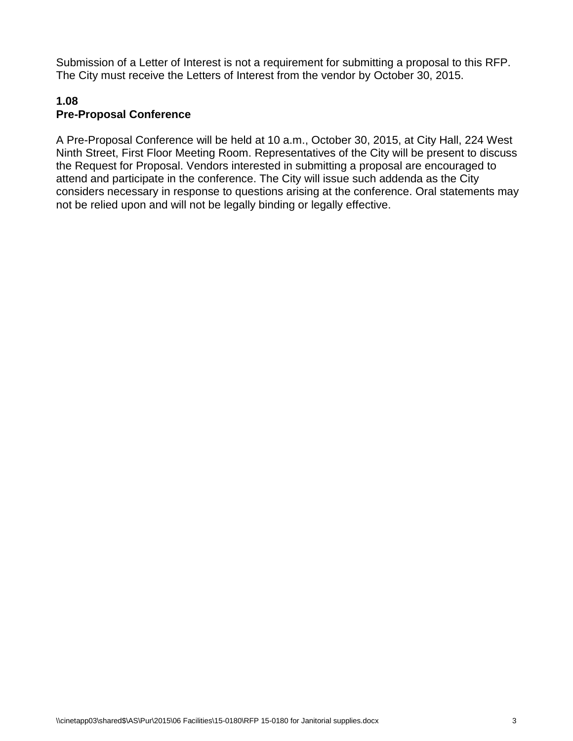Submission of a Letter of Interest is not a requirement for submitting a proposal to this RFP. The City must receive the Letters of Interest from the vendor by October 30, 2015.

### 1.08
### Pre-Proposal Conference

A Pre-Proposal Conference will be held at 10 a.m., October 30, 2015, at City Hall, 224 West Ninth Street, First Floor Meeting Room. Representatives of the City will be present to discuss the Request for Proposal. Vendors interested in submitting a proposal are encouraged to attend and participate in the conference. The City will issue such addenda as the City considers necessary in response to questions arising at the conference. Oral statements may not be relied upon and will not be legally binding or legally effective.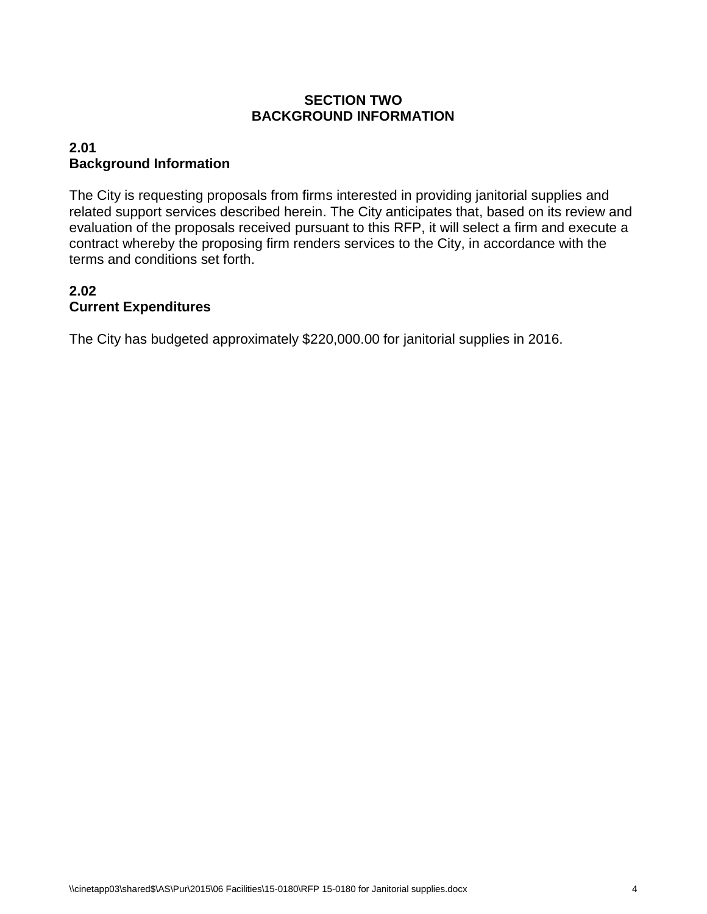# SECTION TWO
# BACKGROUND INFORMATION

## 2.01
## Background Information

The City is requesting proposals from firms interested in providing janitorial supplies and related support services described herein. The City anticipates that, based on its review and evaluation of the proposals received pursuant to this RFP, it will select a firm and execute a contract whereby the proposing firm renders services to the City, in accordance with the terms and conditions set forth.

## 2.02
## Current Expenditures

The City has budgeted approximately $220,000.00 for janitorial supplies in 2016.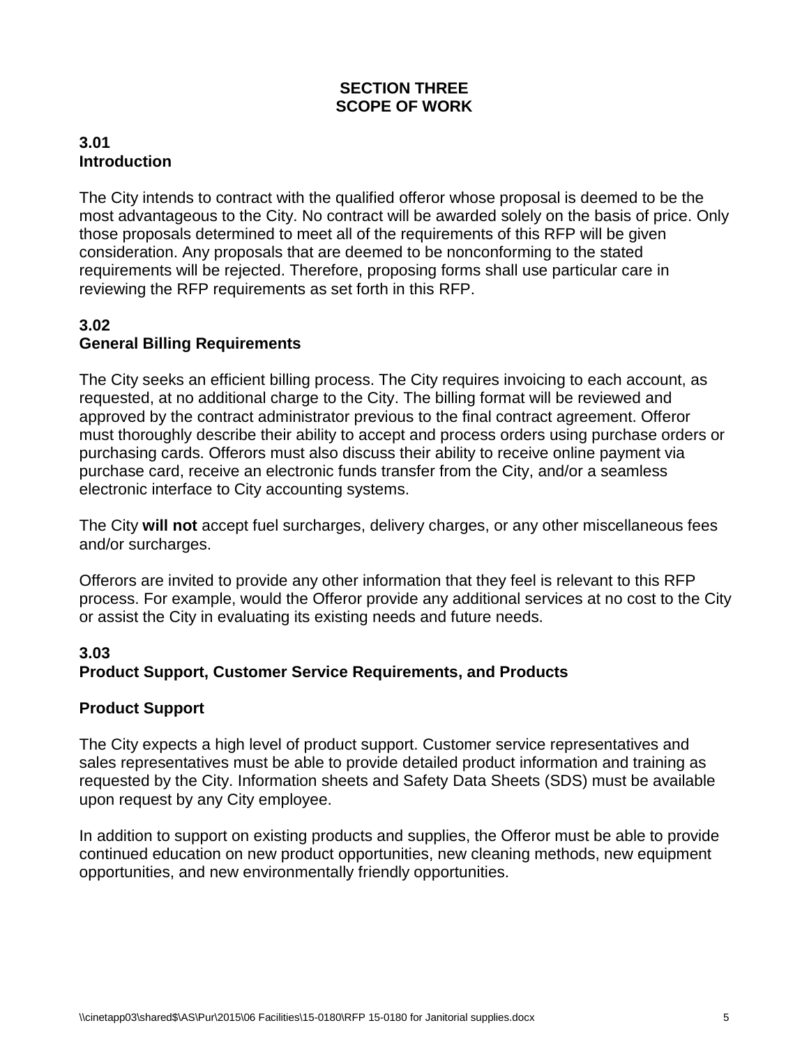# SECTION THREE
# SCOPE OF WORK

## 3.01
## Introduction

The City intends to contract with the qualified offeror whose proposal is deemed to be the most advantageous to the City. No contract will be awarded solely on the basis of price. Only those proposals determined to meet all of the requirements of this RFP will be given consideration. Any proposals that are deemed to be nonconforming to the stated requirements will be rejected. Therefore, proposing forms shall use particular care in reviewing the RFP requirements as set forth in this RFP.

## 3.02
## General Billing Requirements

The City seeks an efficient billing process. The City requires invoicing to each account, as requested, at no additional charge to the City. The billing format will be reviewed and approved by the contract administrator previous to the final contract agreement. Offeror must thoroughly describe their ability to accept and process orders using purchase orders or purchasing cards. Offerors must also discuss their ability to receive online payment via purchase card, receive an electronic funds transfer from the City, and/or a seamless electronic interface to City accounting systems.

The City **will not** accept fuel surcharges, delivery charges, or any other miscellaneous fees and/or surcharges.

Offerors are invited to provide any other information that they feel is relevant to this RFP process. For example, would the Offeror provide any additional services at no cost to the City or assist the City in evaluating its existing needs and future needs.

## 3.03
## Product Support, Customer Service Requirements, and Products

### Product Support

The City expects a high level of product support. Customer service representatives and sales representatives must be able to provide detailed product information and training as requested by the City. Information sheets and Safety Data Sheets (SDS) must be available upon request by any City employee.

In addition to support on existing products and supplies, the Offeror must be able to provide continued education on new product opportunities, new cleaning methods, new equipment opportunities, and new environmentally friendly opportunities.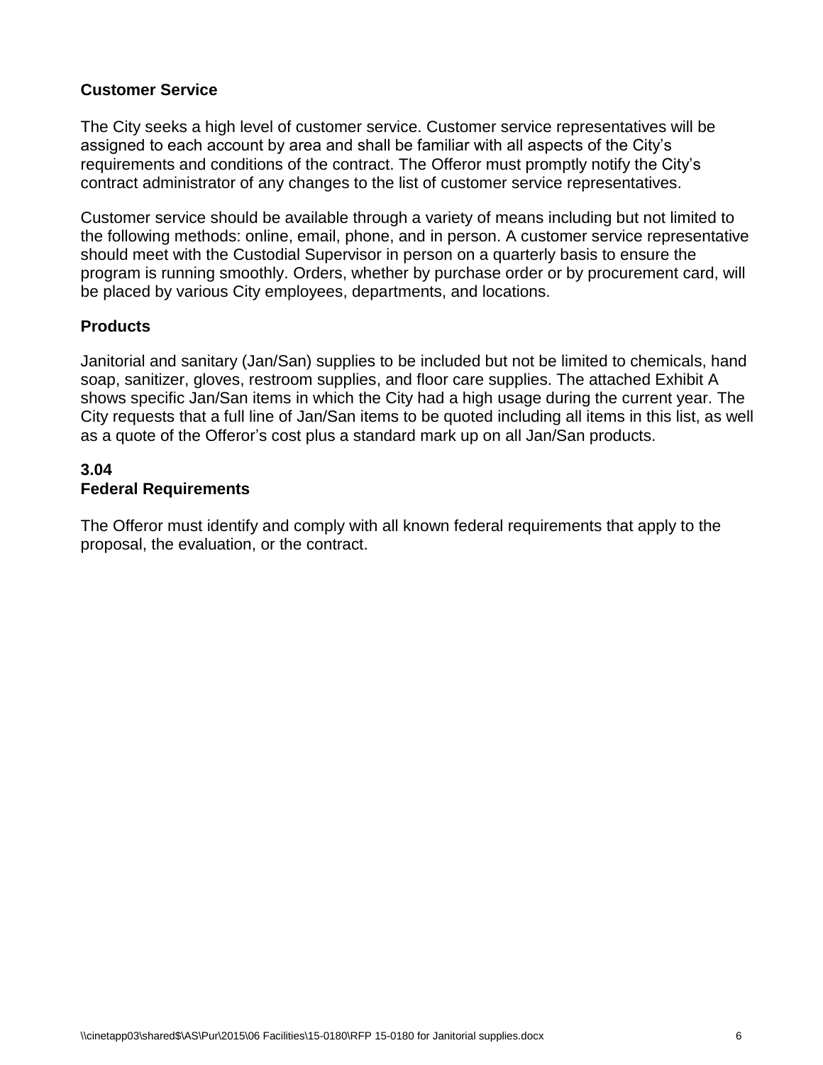**Customer Service**

The City seeks a high level of customer service. Customer service representatives will be assigned to each account by area and shall be familiar with all aspects of the City's requirements and conditions of the contract. The Offeror must promptly notify the City's contract administrator of any changes to the list of customer service representatives.

Customer service should be available through a variety of means including but not limited to the following methods: online, email, phone, and in person. A customer service representative should meet with the Custodial Supervisor in person on a quarterly basis to ensure the program is running smoothly. Orders, whether by purchase order or by procurement card, will be placed by various City employees, departments, and locations.

**Products**

Janitorial and sanitary (Jan/San) supplies to be included but not be limited to chemicals, hand soap, sanitizer, gloves, restroom supplies, and floor care supplies. The attached Exhibit A shows specific Jan/San items in which the City had a high usage during the current year. The City requests that a full line of Jan/San items to be quoted including all items in this list, as well as a quote of the Offeror's cost plus a standard mark up on all Jan/San products.

**3.04**
**Federal Requirements**

The Offeror must identify and comply with all known federal requirements that apply to the proposal, the evaluation, or the contract.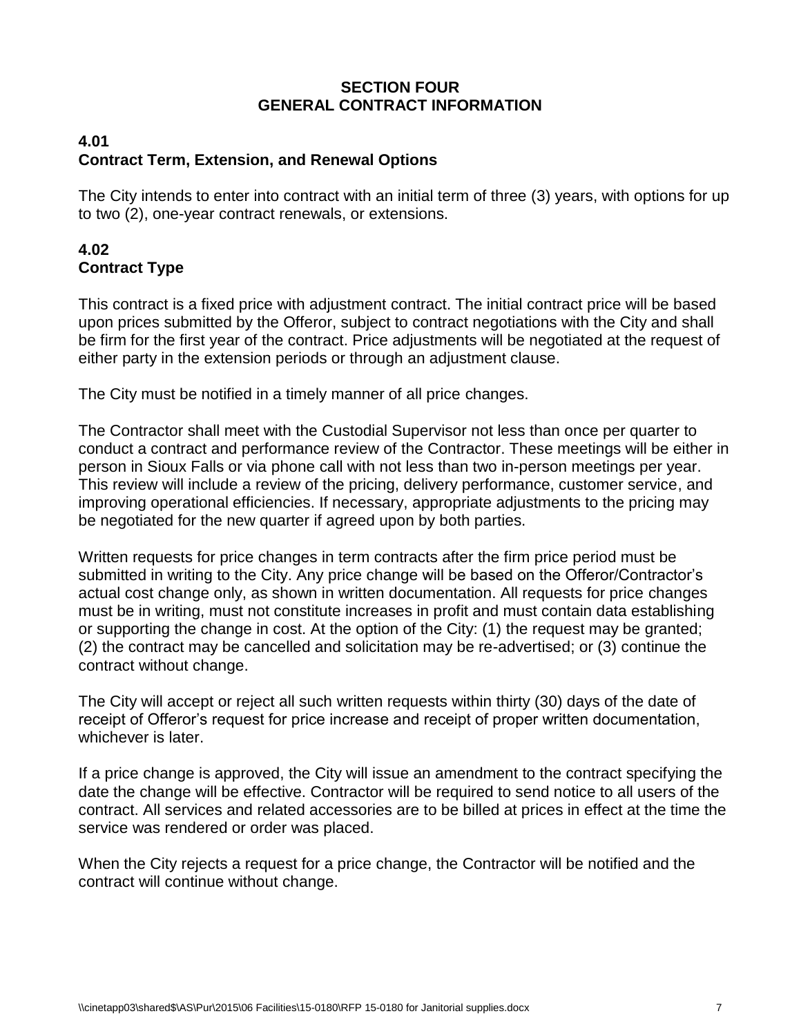# SECTION FOUR
# GENERAL CONTRACT INFORMATION

## 4.01
## Contract Term, Extension, and Renewal Options

The City intends to enter into contract with an initial term of three (3) years, with options for up to two (2), one-year contract renewals, or extensions.

## 4.02
## Contract Type

This contract is a fixed price with adjustment contract. The initial contract price will be based upon prices submitted by the Offeror, subject to contract negotiations with the City and shall be firm for the first year of the contract. Price adjustments will be negotiated at the request of either party in the extension periods or through an adjustment clause.

The City must be notified in a timely manner of all price changes.

The Contractor shall meet with the Custodial Supervisor not less than once per quarter to conduct a contract and performance review of the Contractor. These meetings will be either in person in Sioux Falls or via phone call with not less than two in-person meetings per year. This review will include a review of the pricing, delivery performance, customer service, and improving operational efficiencies. If necessary, appropriate adjustments to the pricing may be negotiated for the new quarter if agreed upon by both parties.

Written requests for price changes in term contracts after the firm price period must be submitted in writing to the City. Any price change will be based on the Offeror/Contractor's actual cost change only, as shown in written documentation. All requests for price changes must be in writing, must not constitute increases in profit and must contain data establishing or supporting the change in cost. At the option of the City: (1) the request may be granted; (2) the contract may be cancelled and solicitation may be re-advertised; or (3) continue the contract without change.

The City will accept or reject all such written requests within thirty (30) days of the date of receipt of Offeror's request for price increase and receipt of proper written documentation, whichever is later.

If a price change is approved, the City will issue an amendment to the contract specifying the date the change will be effective. Contractor will be required to send notice to all users of the contract. All services and related accessories are to be billed at prices in effect at the time the service was rendered or order was placed.

When the City rejects a request for a price change, the Contractor will be notified and the contract will continue without change.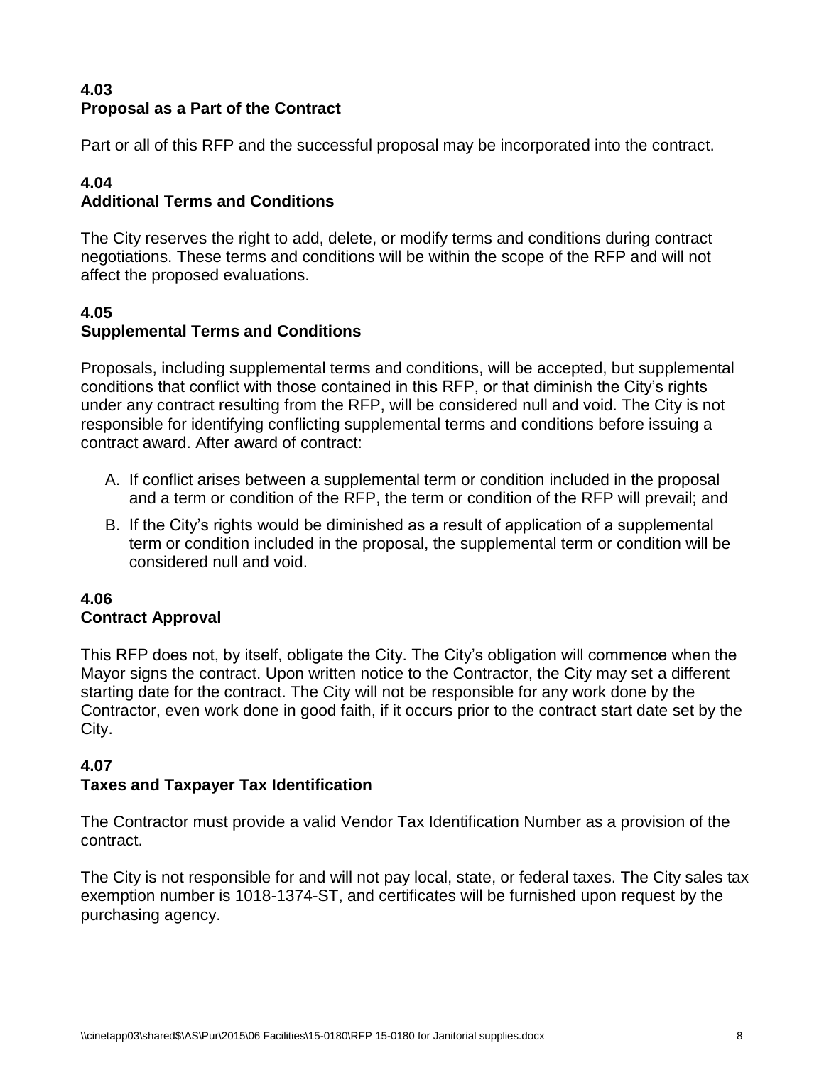### 4.03
### Proposal as a Part of the Contract

Part or all of this RFP and the successful proposal may be incorporated into the contract.

### 4.04
### Additional Terms and Conditions

The City reserves the right to add, delete, or modify terms and conditions during contract negotiations. These terms and conditions will be within the scope of the RFP and will not affect the proposed evaluations.

### 4.05
### Supplemental Terms and Conditions

Proposals, including supplemental terms and conditions, will be accepted, but supplemental conditions that conflict with those contained in this RFP, or that diminish the City's rights under any contract resulting from the RFP, will be considered null and void. The City is not responsible for identifying conflicting supplemental terms and conditions before issuing a contract award. After award of contract:

A. If conflict arises between a supplemental term or condition included in the proposal and a term or condition of the RFP, the term or condition of the RFP will prevail; and

B. If the City's rights would be diminished as a result of application of a supplemental term or condition included in the proposal, the supplemental term or condition will be considered null and void.

### 4.06
### Contract Approval

This RFP does not, by itself, obligate the City. The City's obligation will commence when the Mayor signs the contract. Upon written notice to the Contractor, the City may set a different starting date for the contract. The City will not be responsible for any work done by the Contractor, even work done in good faith, if it occurs prior to the contract start date set by the City.

### 4.07
### Taxes and Taxpayer Tax Identification

The Contractor must provide a valid Vendor Tax Identification Number as a provision of the contract.

The City is not responsible for and will not pay local, state, or federal taxes. The City sales tax exemption number is 1018-1374-ST, and certificates will be furnished upon request by the purchasing agency.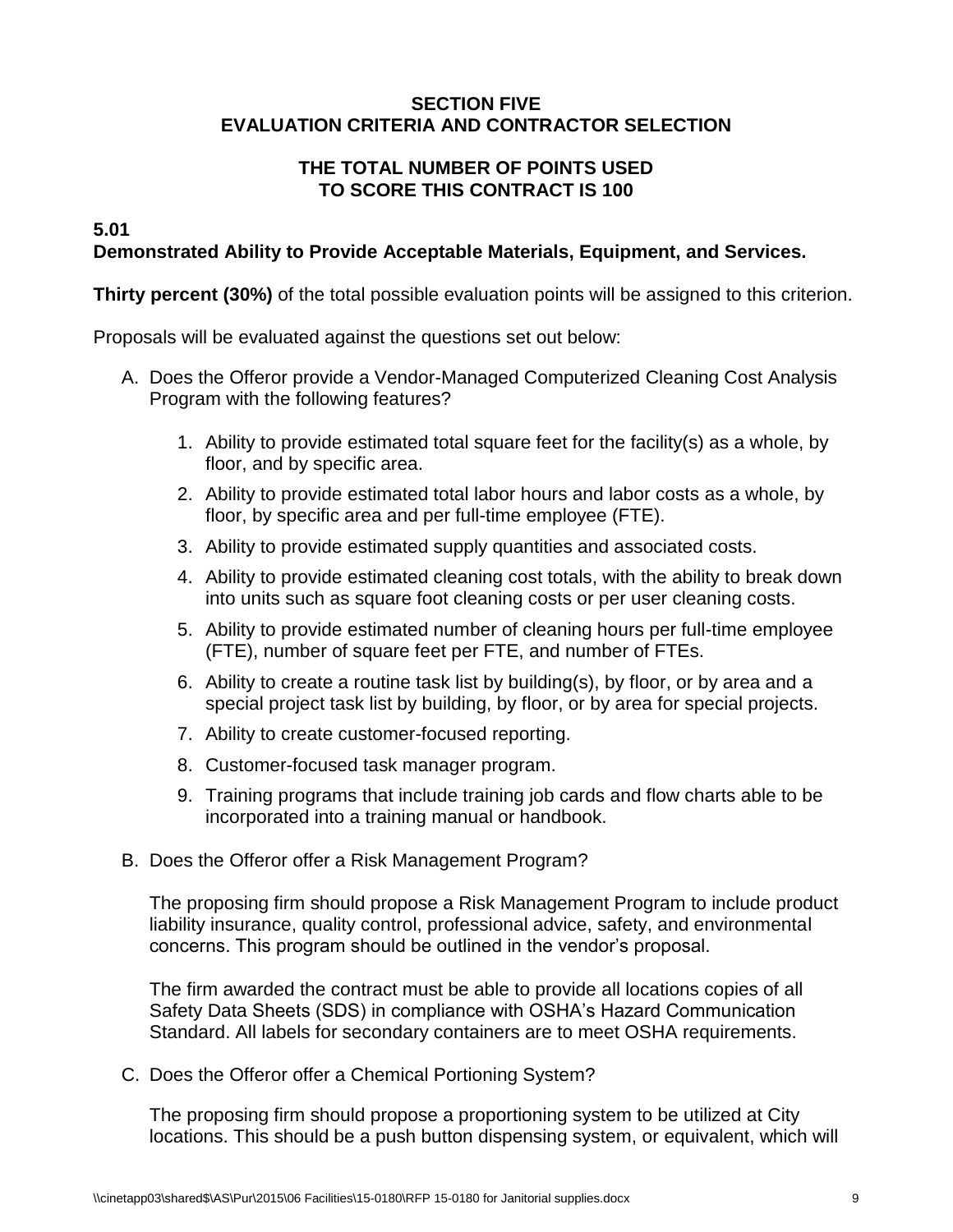## SECTION FIVE
## EVALUATION CRITERIA AND CONTRACTOR SELECTION

### THE TOTAL NUMBER OF POINTS USED TO SCORE THIS CONTRACT IS 100

**5.01**
**Demonstrated Ability to Provide Acceptable Materials, Equipment, and Services.**

**Thirty percent (30%)** of the total possible evaluation points will be assigned to this criterion.

Proposals will be evaluated against the questions set out below:

A. Does the Offeror provide a Vendor-Managed Computerized Cleaning Cost Analysis Program with the following features?

   1. Ability to provide estimated total square feet for the facility(s) as a whole, by floor, and by specific area.
   2. Ability to provide estimated total labor hours and labor costs as a whole, by floor, by specific area and per full-time employee (FTE).
   3. Ability to provide estimated supply quantities and associated costs.
   4. Ability to provide estimated cleaning cost totals, with the ability to break down into units such as square foot cleaning costs or per user cleaning costs.
   5. Ability to provide estimated number of cleaning hours per full-time employee (FTE), number of square feet per FTE, and number of FTEs.
   6. Ability to create a routine task list by building(s), by floor, or by area and a special project task list by building, by floor, or by area for special projects.
   7. Ability to create customer-focused reporting.
   8. Customer-focused task manager program.
   9. Training programs that include training job cards and flow charts able to be incorporated into a training manual or handbook.

B. Does the Offeror offer a Risk Management Program?

   The proposing firm should propose a Risk Management Program to include product liability insurance, quality control, professional advice, safety, and environmental concerns. This program should be outlined in the vendor's proposal.

   The firm awarded the contract must be able to provide all locations copies of all Safety Data Sheets (SDS) in compliance with OSHA's Hazard Communication Standard. All labels for secondary containers are to meet OSHA requirements.

C. Does the Offeror offer a Chemical Portioning System?

   The proposing firm should propose a proportioning system to be utilized at City locations. This should be a push button dispensing system, or equivalent, which will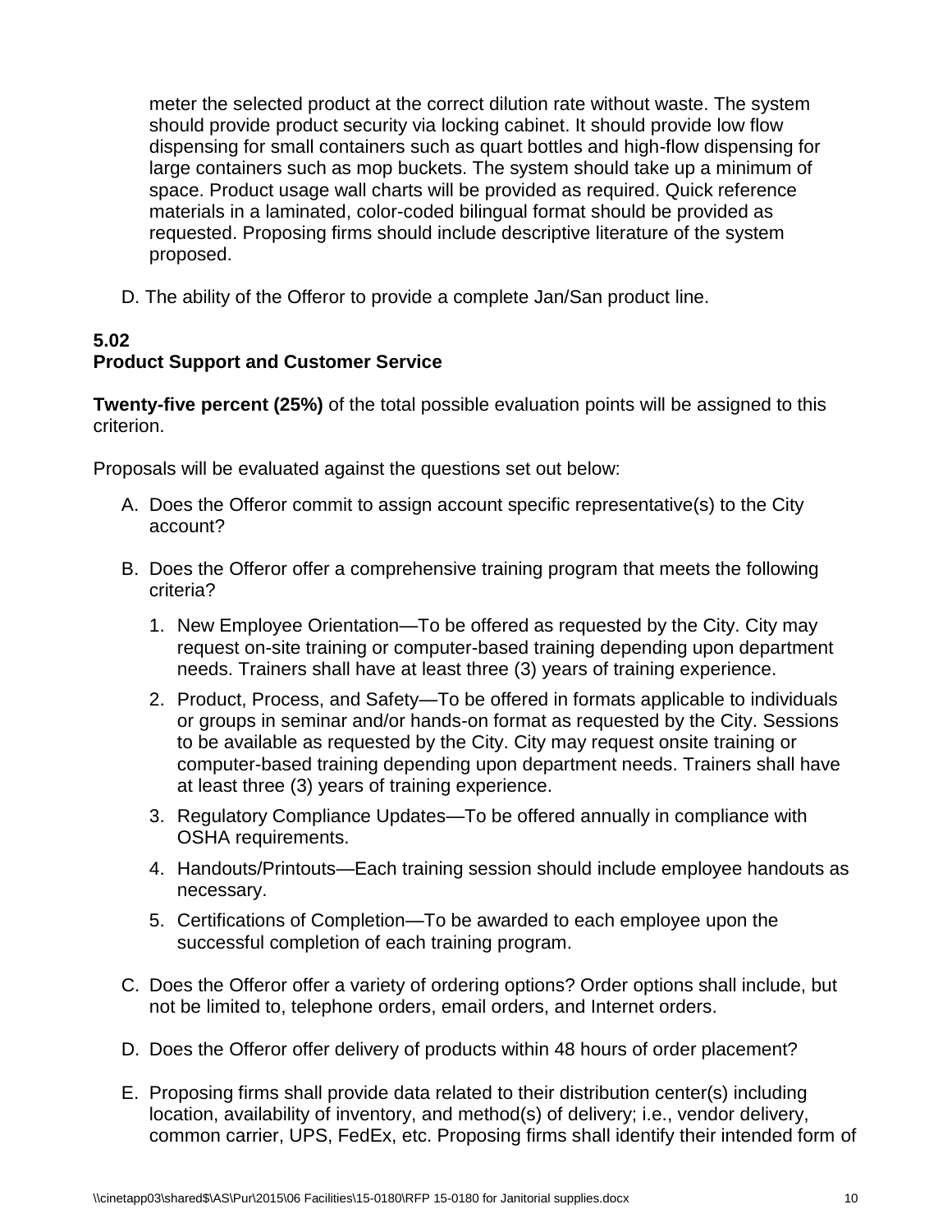meter the selected product at the correct dilution rate without waste. The system should provide product security via locking cabinet. It should provide low flow dispensing for small containers such as quart bottles and high-flow dispensing for large containers such as mop buckets. The system should take up a minimum of space. Product usage wall charts will be provided as required. Quick reference materials in a laminated, color-coded bilingual format should be provided as requested. Proposing firms should include descriptive literature of the system proposed.

D. The ability of the Offeror to provide a complete Jan/San product line.

### 5.02
### Product Support and Customer Service

**Twenty-five percent (25%)** of the total possible evaluation points will be assigned to this criterion.

Proposals will be evaluated against the questions set out below:

A. Does the Offeror commit to assign account specific representative(s) to the City account?

B. Does the Offeror offer a comprehensive training program that meets the following criteria?

   1. New Employee Orientation—To be offered as requested by the City. City may request on-site training or computer-based training depending upon department needs. Trainers shall have at least three (3) years of training experience.
   2. Product, Process, and Safety—To be offered in formats applicable to individuals or groups in seminar and/or hands-on format as requested by the City. Sessions to be available as requested by the City. City may request onsite training or computer-based training depending upon department needs. Trainers shall have at least three (3) years of training experience.
   3. Regulatory Compliance Updates—To be offered annually in compliance with OSHA requirements.
   4. Handouts/Printouts—Each training session should include employee handouts as necessary.
   5. Certifications of Completion—To be awarded to each employee upon the successful completion of each training program.

C. Does the Offeror offer a variety of ordering options? Order options shall include, but not be limited to, telephone orders, email orders, and Internet orders.

D. Does the Offeror offer delivery of products within 48 hours of order placement?

E. Proposing firms shall provide data related to their distribution center(s) including location, availability of inventory, and method(s) of delivery; i.e., vendor delivery, common carrier, UPS, FedEx, etc. Proposing firms shall identify their intended form of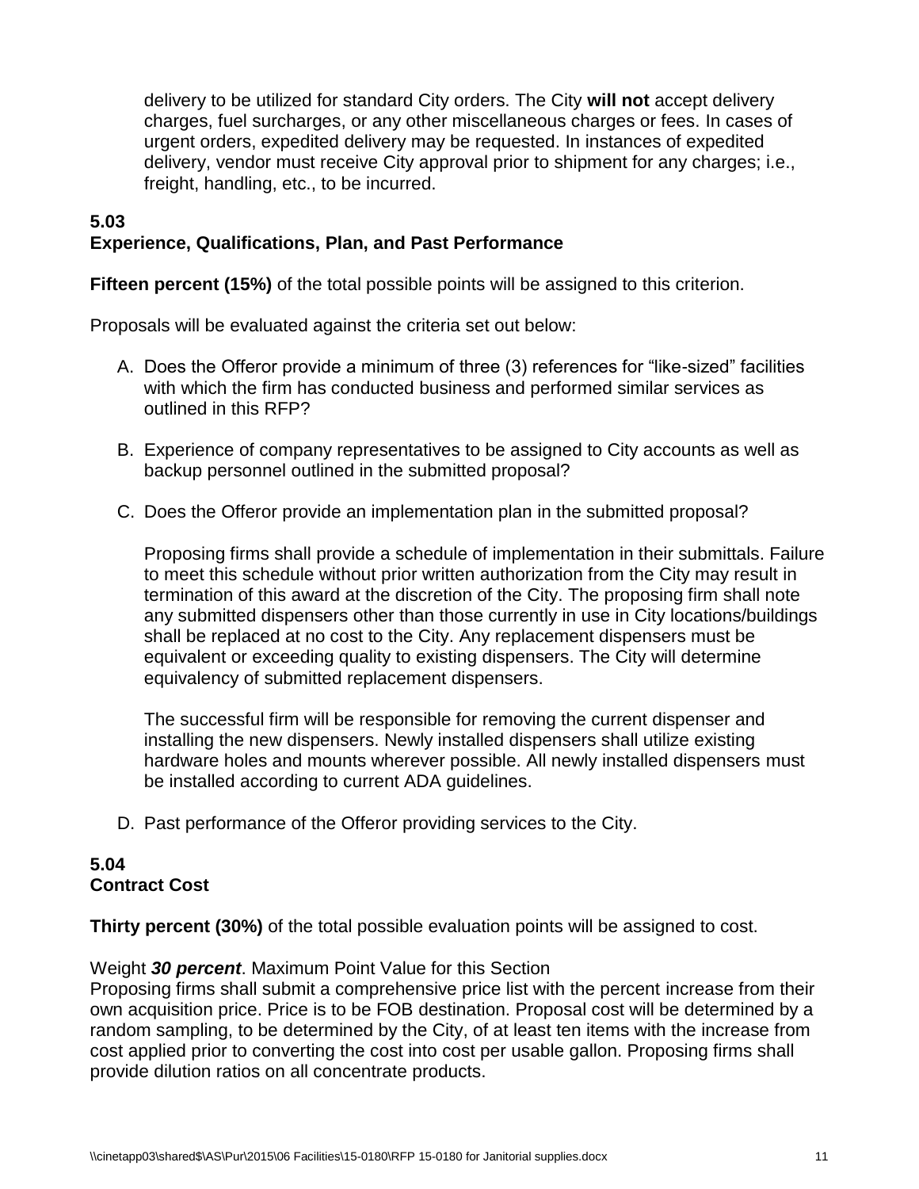delivery to be utilized for standard City orders. The City **will not** accept delivery charges, fuel surcharges, or any other miscellaneous charges or fees. In cases of urgent orders, expedited delivery may be requested. In instances of expedited delivery, vendor must receive City approval prior to shipment for any charges; i.e., freight, handling, etc., to be incurred.

### 5.03
### Experience, Qualifications, Plan, and Past Performance

**Fifteen percent (15%)** of the total possible points will be assigned to this criterion.

Proposals will be evaluated against the criteria set out below:

A. Does the Offeror provide a minimum of three (3) references for "like-sized" facilities with which the firm has conducted business and performed similar services as outlined in this RFP?

B. Experience of company representatives to be assigned to City accounts as well as backup personnel outlined in the submitted proposal?

C. Does the Offeror provide an implementation plan in the submitted proposal?

   Proposing firms shall provide a schedule of implementation in their submittals. Failure to meet this schedule without prior written authorization from the City may result in termination of this award at the discretion of the City. The proposing firm shall note any submitted dispensers other than those currently in use in City locations/buildings shall be replaced at no cost to the City. Any replacement dispensers must be equivalent or exceeding quality to existing dispensers. The City will determine equivalency of submitted replacement dispensers.

   The successful firm will be responsible for removing the current dispenser and installing the new dispensers. Newly installed dispensers shall utilize existing hardware holes and mounts wherever possible. All newly installed dispensers must be installed according to current ADA guidelines.

D. Past performance of the Offeror providing services to the City.

### 5.04
### Contract Cost

**Thirty percent (30%)** of the total possible evaluation points will be assigned to cost.

Weight ***30 percent***. Maximum Point Value for this Section
Proposing firms shall submit a comprehensive price list with the percent increase from their own acquisition price. Price is to be FOB destination. Proposal cost will be determined by a random sampling, to be determined by the City, of at least ten items with the increase from cost applied prior to converting the cost into cost per usable gallon. Proposing firms shall provide dilution ratios on all concentrate products.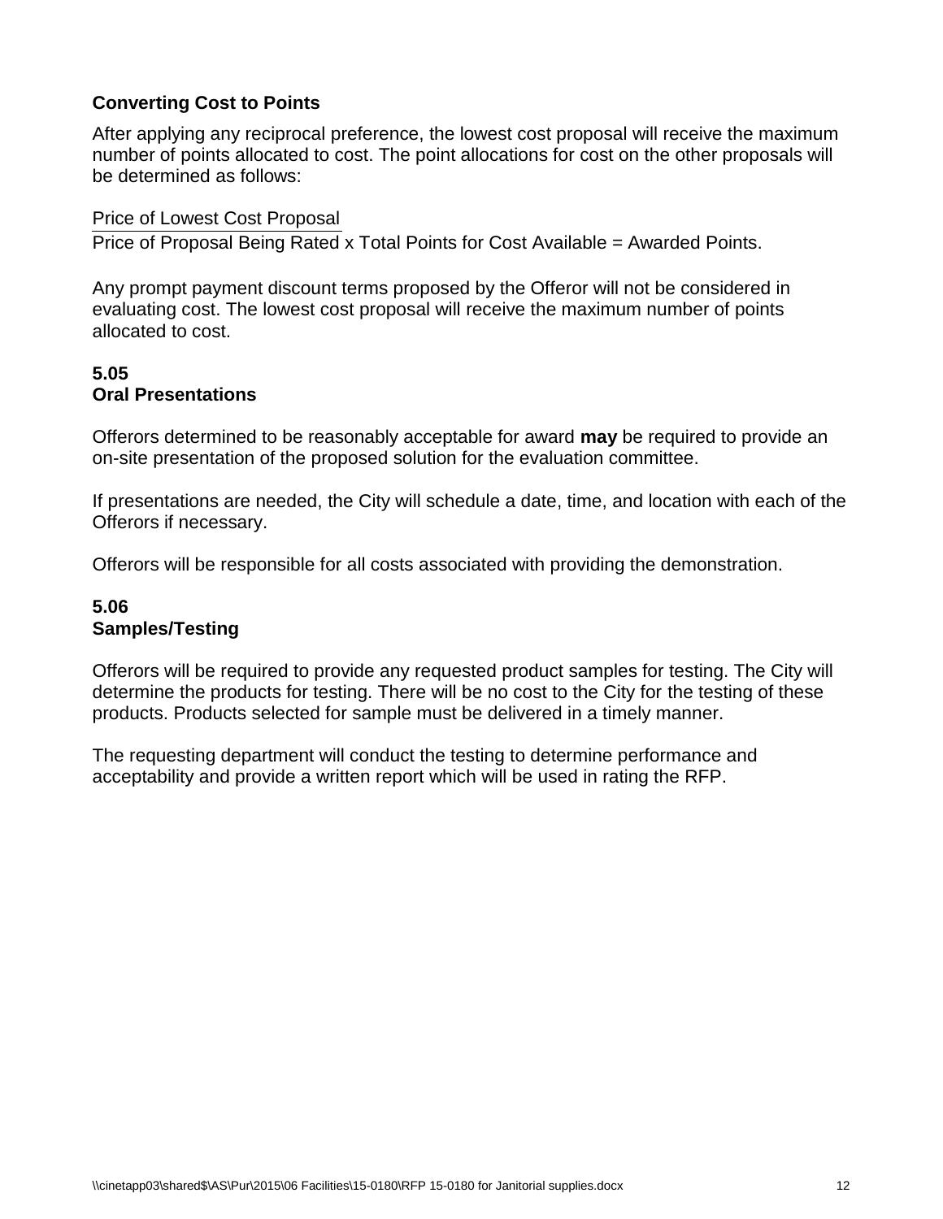**Converting Cost to Points**

After applying any reciprocal preference, the lowest cost proposal will receive the maximum number of points allocated to cost. The point allocations for cost on the other proposals will be determined as follows:

$$\frac{\text{Price of Lowest Cost Proposal}}{\text{Price of Proposal Being Rated}} \times \text{Total Points for Cost Available} = \text{Awarded Points.}$$

Any prompt payment discount terms proposed by the Offeror will not be considered in evaluating cost. The lowest cost proposal will receive the maximum number of points allocated to cost.

### 5.05
### Oral Presentations

Offerors determined to be reasonably acceptable for award **may** be required to provide an on-site presentation of the proposed solution for the evaluation committee.

If presentations are needed, the City will schedule a date, time, and location with each of the Offerors if necessary.

Offerors will be responsible for all costs associated with providing the demonstration.

### 5.06
### Samples/Testing

Offerors will be required to provide any requested product samples for testing. The City will determine the products for testing. There will be no cost to the City for the testing of these products. Products selected for sample must be delivered in a timely manner.

The requesting department will conduct the testing to determine performance and acceptability and provide a written report which will be used in rating the RFP.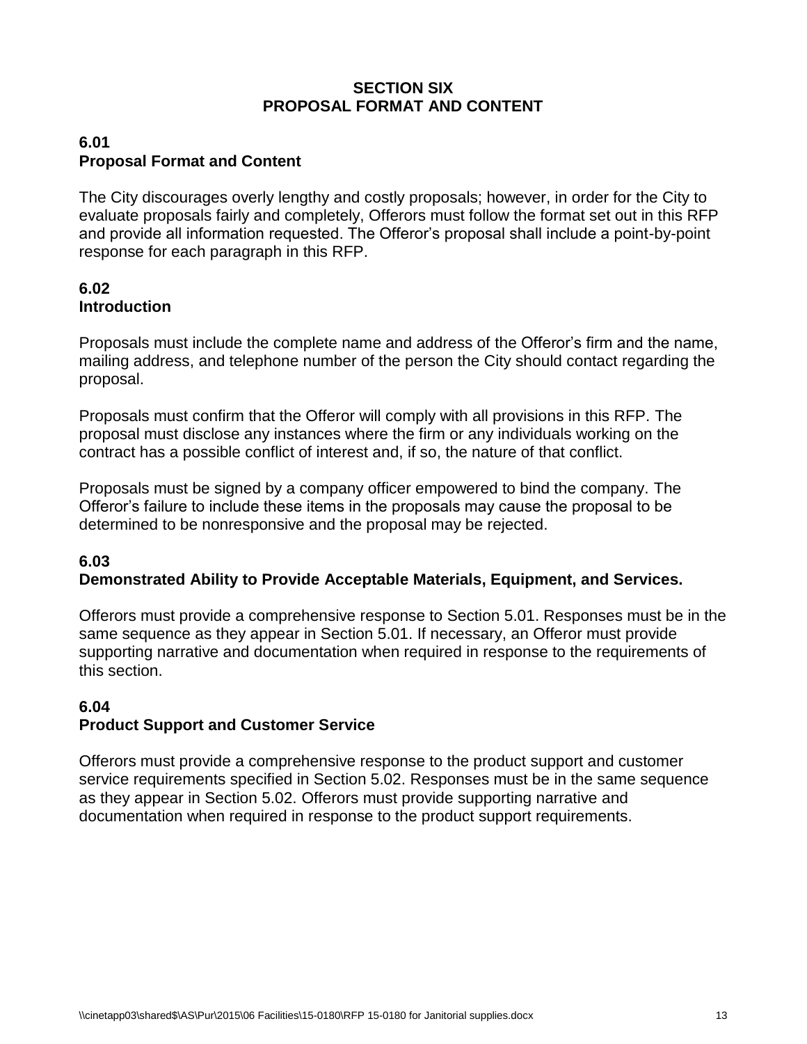# SECTION SIX
# PROPOSAL FORMAT AND CONTENT

## 6.01
## Proposal Format and Content

The City discourages overly lengthy and costly proposals; however, in order for the City to evaluate proposals fairly and completely, Offerors must follow the format set out in this RFP and provide all information requested. The Offeror's proposal shall include a point-by-point response for each paragraph in this RFP.

## 6.02
## Introduction

Proposals must include the complete name and address of the Offeror's firm and the name, mailing address, and telephone number of the person the City should contact regarding the proposal.

Proposals must confirm that the Offeror will comply with all provisions in this RFP. The proposal must disclose any instances where the firm or any individuals working on the contract has a possible conflict of interest and, if so, the nature of that conflict.

Proposals must be signed by a company officer empowered to bind the company. The Offeror's failure to include these items in the proposals may cause the proposal to be determined to be nonresponsive and the proposal may be rejected.

## 6.03
## Demonstrated Ability to Provide Acceptable Materials, Equipment, and Services.

Offerors must provide a comprehensive response to Section 5.01. Responses must be in the same sequence as they appear in Section 5.01. If necessary, an Offeror must provide supporting narrative and documentation when required in response to the requirements of this section.

## 6.04
## Product Support and Customer Service

Offerors must provide a comprehensive response to the product support and customer service requirements specified in Section 5.02. Responses must be in the same sequence as they appear in Section 5.02. Offerors must provide supporting narrative and documentation when required in response to the product support requirements.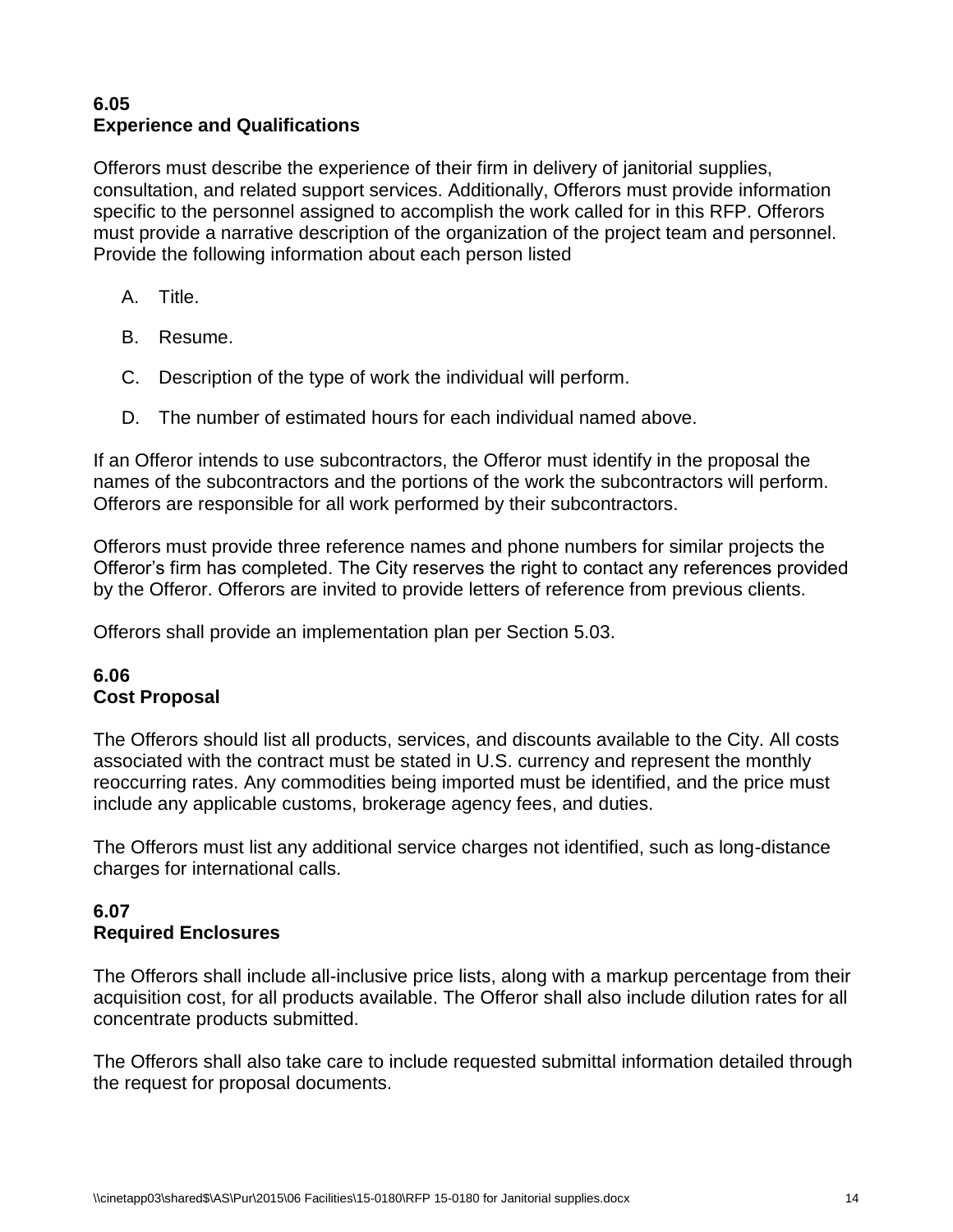## 6.05
## Experience and Qualifications

Offerors must describe the experience of their firm in delivery of janitorial supplies, consultation, and related support services. Additionally, Offerors must provide information specific to the personnel assigned to accomplish the work called for in this RFP. Offerors must provide a narrative description of the organization of the project team and personnel. Provide the following information about each person listed

A. Title.

B. Resume.

C. Description of the type of work the individual will perform.

D. The number of estimated hours for each individual named above.

If an Offeror intends to use subcontractors, the Offeror must identify in the proposal the names of the subcontractors and the portions of the work the subcontractors will perform. Offerors are responsible for all work performed by their subcontractors.

Offerors must provide three reference names and phone numbers for similar projects the Offeror's firm has completed. The City reserves the right to contact any references provided by the Offeror. Offerors are invited to provide letters of reference from previous clients.

Offerors shall provide an implementation plan per Section 5.03.

## 6.06
## Cost Proposal

The Offerors should list all products, services, and discounts available to the City. All costs associated with the contract must be stated in U.S. currency and represent the monthly reoccurring rates. Any commodities being imported must be identified, and the price must include any applicable customs, brokerage agency fees, and duties.

The Offerors must list any additional service charges not identified, such as long-distance charges for international calls.

## 6.07
## Required Enclosures

The Offerors shall include all-inclusive price lists, along with a markup percentage from their acquisition cost, for all products available. The Offeror shall also include dilution rates for all concentrate products submitted.

The Offerors shall also take care to include requested submittal information detailed through the request for proposal documents.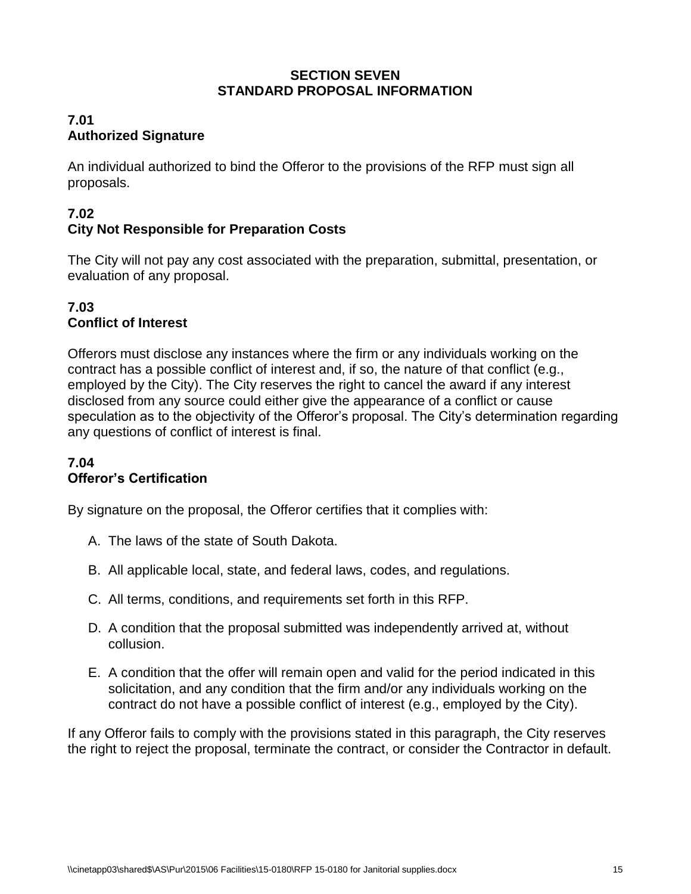# SECTION SEVEN
# STANDARD PROPOSAL INFORMATION

## 7.01
## Authorized Signature

An individual authorized to bind the Offeror to the provisions of the RFP must sign all proposals.

## 7.02
## City Not Responsible for Preparation Costs

The City will not pay any cost associated with the preparation, submittal, presentation, or evaluation of any proposal.

## 7.03
## Conflict of Interest

Offerors must disclose any instances where the firm or any individuals working on the contract has a possible conflict of interest and, if so, the nature of that conflict (e.g., employed by the City). The City reserves the right to cancel the award if any interest disclosed from any source could either give the appearance of a conflict or cause speculation as to the objectivity of the Offeror's proposal. The City's determination regarding any questions of conflict of interest is final.

## 7.04
## Offeror's Certification

By signature on the proposal, the Offeror certifies that it complies with:

A. The laws of the state of South Dakota.

B. All applicable local, state, and federal laws, codes, and regulations.

C. All terms, conditions, and requirements set forth in this RFP.

D. A condition that the proposal submitted was independently arrived at, without collusion.

E. A condition that the offer will remain open and valid for the period indicated in this solicitation, and any condition that the firm and/or any individuals working on the contract do not have a possible conflict of interest (e.g., employed by the City).

If any Offeror fails to comply with the provisions stated in this paragraph, the City reserves the right to reject the proposal, terminate the contract, or consider the Contractor in default.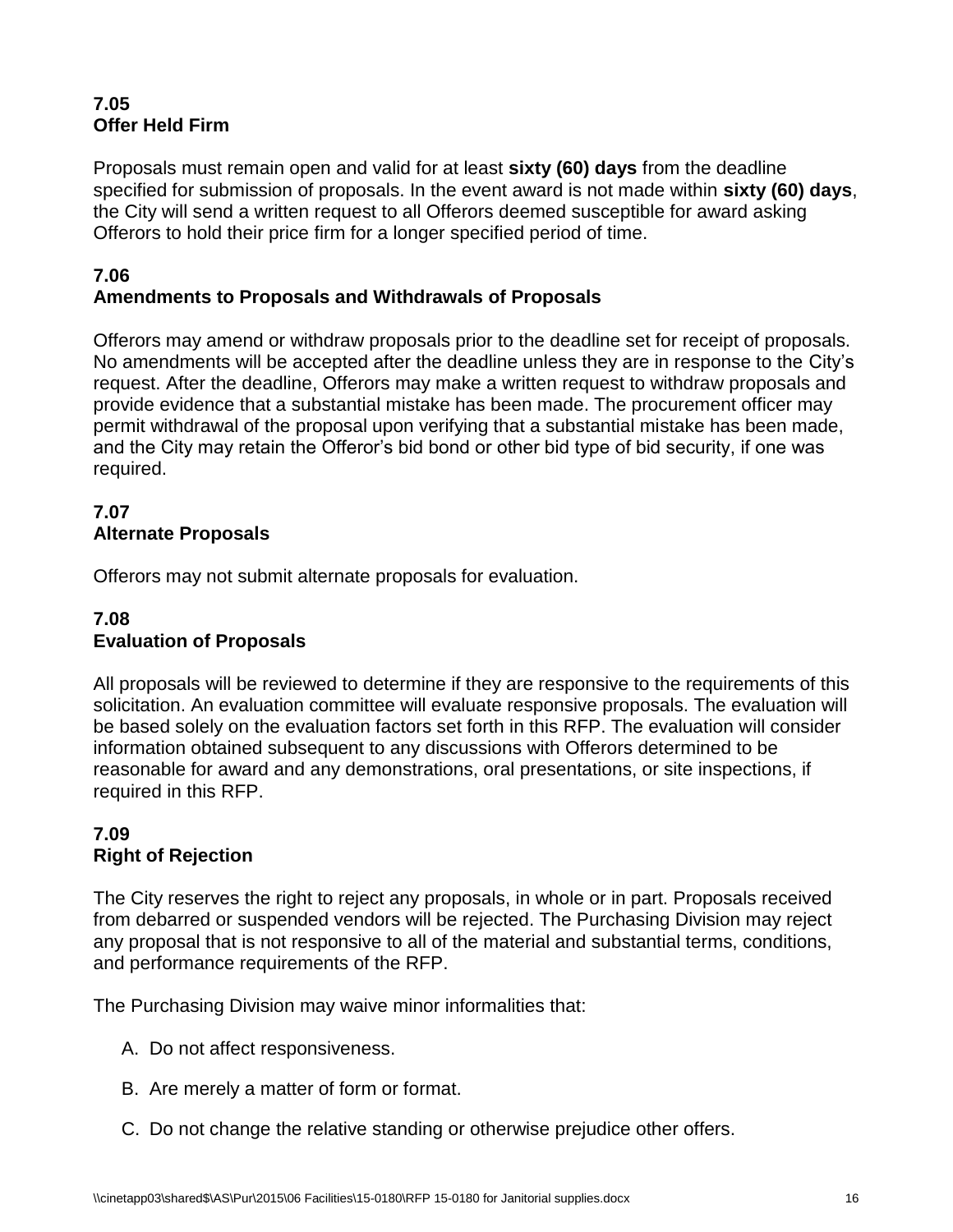### 7.05
### Offer Held Firm

Proposals must remain open and valid for at least **sixty (60) days** from the deadline specified for submission of proposals. In the event award is not made within **sixty (60) days**, the City will send a written request to all Offerors deemed susceptible for award asking Offerors to hold their price firm for a longer specified period of time.

### 7.06
### Amendments to Proposals and Withdrawals of Proposals

Offerors may amend or withdraw proposals prior to the deadline set for receipt of proposals. No amendments will be accepted after the deadline unless they are in response to the City's request. After the deadline, Offerors may make a written request to withdraw proposals and provide evidence that a substantial mistake has been made. The procurement officer may permit withdrawal of the proposal upon verifying that a substantial mistake has been made, and the City may retain the Offeror's bid bond or other bid type of bid security, if one was required.

### 7.07
### Alternate Proposals

Offerors may not submit alternate proposals for evaluation.

### 7.08
### Evaluation of Proposals

All proposals will be reviewed to determine if they are responsive to the requirements of this solicitation. An evaluation committee will evaluate responsive proposals. The evaluation will be based solely on the evaluation factors set forth in this RFP. The evaluation will consider information obtained subsequent to any discussions with Offerors determined to be reasonable for award and any demonstrations, oral presentations, or site inspections, if required in this RFP.

### 7.09
### Right of Rejection

The City reserves the right to reject any proposals, in whole or in part. Proposals received from debarred or suspended vendors will be rejected. The Purchasing Division may reject any proposal that is not responsive to all of the material and substantial terms, conditions, and performance requirements of the RFP.

The Purchasing Division may waive minor informalities that:

A. Do not affect responsiveness.

B. Are merely a matter of form or format.

C. Do not change the relative standing or otherwise prejudice other offers.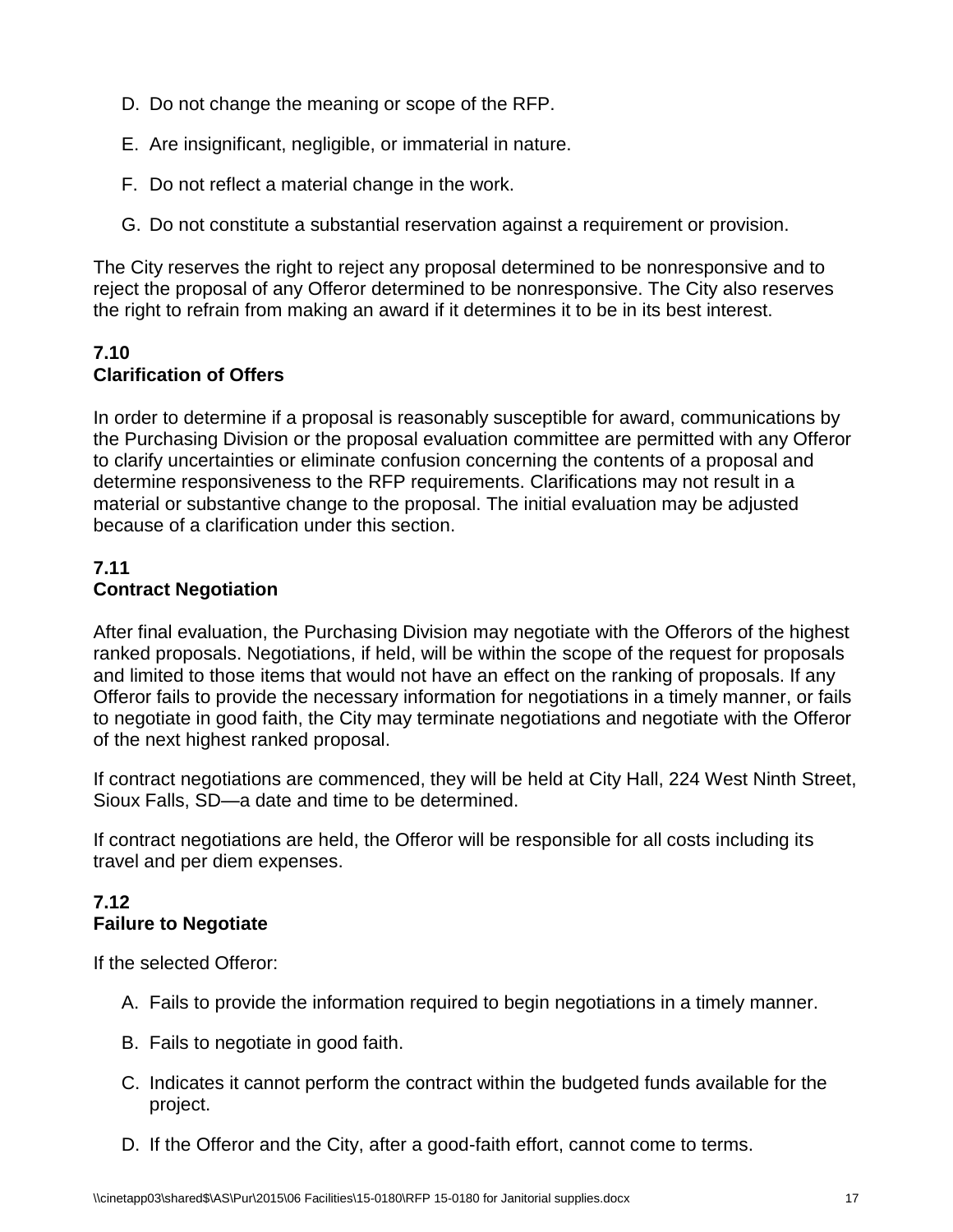D. Do not change the meaning or scope of the RFP.

E. Are insignificant, negligible, or immaterial in nature.

F. Do not reflect a material change in the work.

G. Do not constitute a substantial reservation against a requirement or provision.

The City reserves the right to reject any proposal determined to be nonresponsive and to reject the proposal of any Offeror determined to be nonresponsive. The City also reserves the right to refrain from making an award if it determines it to be in its best interest.

### 7.10
### Clarification of Offers

In order to determine if a proposal is reasonably susceptible for award, communications by the Purchasing Division or the proposal evaluation committee are permitted with any Offeror to clarify uncertainties or eliminate confusion concerning the contents of a proposal and determine responsiveness to the RFP requirements. Clarifications may not result in a material or substantive change to the proposal. The initial evaluation may be adjusted because of a clarification under this section.

### 7.11
### Contract Negotiation

After final evaluation, the Purchasing Division may negotiate with the Offerors of the highest ranked proposals. Negotiations, if held, will be within the scope of the request for proposals and limited to those items that would not have an effect on the ranking of proposals. If any Offeror fails to provide the necessary information for negotiations in a timely manner, or fails to negotiate in good faith, the City may terminate negotiations and negotiate with the Offeror of the next highest ranked proposal.

If contract negotiations are commenced, they will be held at City Hall, 224 West Ninth Street, Sioux Falls, SD—a date and time to be determined.

If contract negotiations are held, the Offeror will be responsible for all costs including its travel and per diem expenses.

### 7.12
### Failure to Negotiate

If the selected Offeror:

A. Fails to provide the information required to begin negotiations in a timely manner.

B. Fails to negotiate in good faith.

C. Indicates it cannot perform the contract within the budgeted funds available for the project.

D. If the Offeror and the City, after a good-faith effort, cannot come to terms.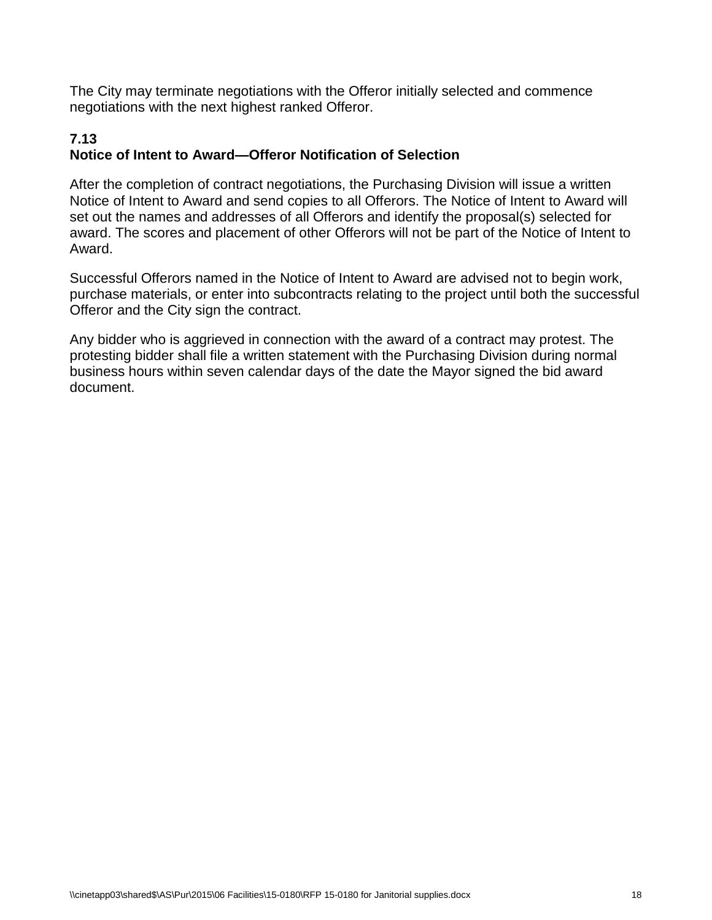The City may terminate negotiations with the Offeror initially selected and commence negotiations with the next highest ranked Offeror.

### 7.13
### Notice of Intent to Award—Offeror Notification of Selection

After the completion of contract negotiations, the Purchasing Division will issue a written Notice of Intent to Award and send copies to all Offerors. The Notice of Intent to Award will set out the names and addresses of all Offerors and identify the proposal(s) selected for award. The scores and placement of other Offerors will not be part of the Notice of Intent to Award.

Successful Offerors named in the Notice of Intent to Award are advised not to begin work, purchase materials, or enter into subcontracts relating to the project until both the successful Offeror and the City sign the contract.

Any bidder who is aggrieved in connection with the award of a contract may protest. The protesting bidder shall file a written statement with the Purchasing Division during normal business hours within seven calendar days of the date the Mayor signed the bid award document.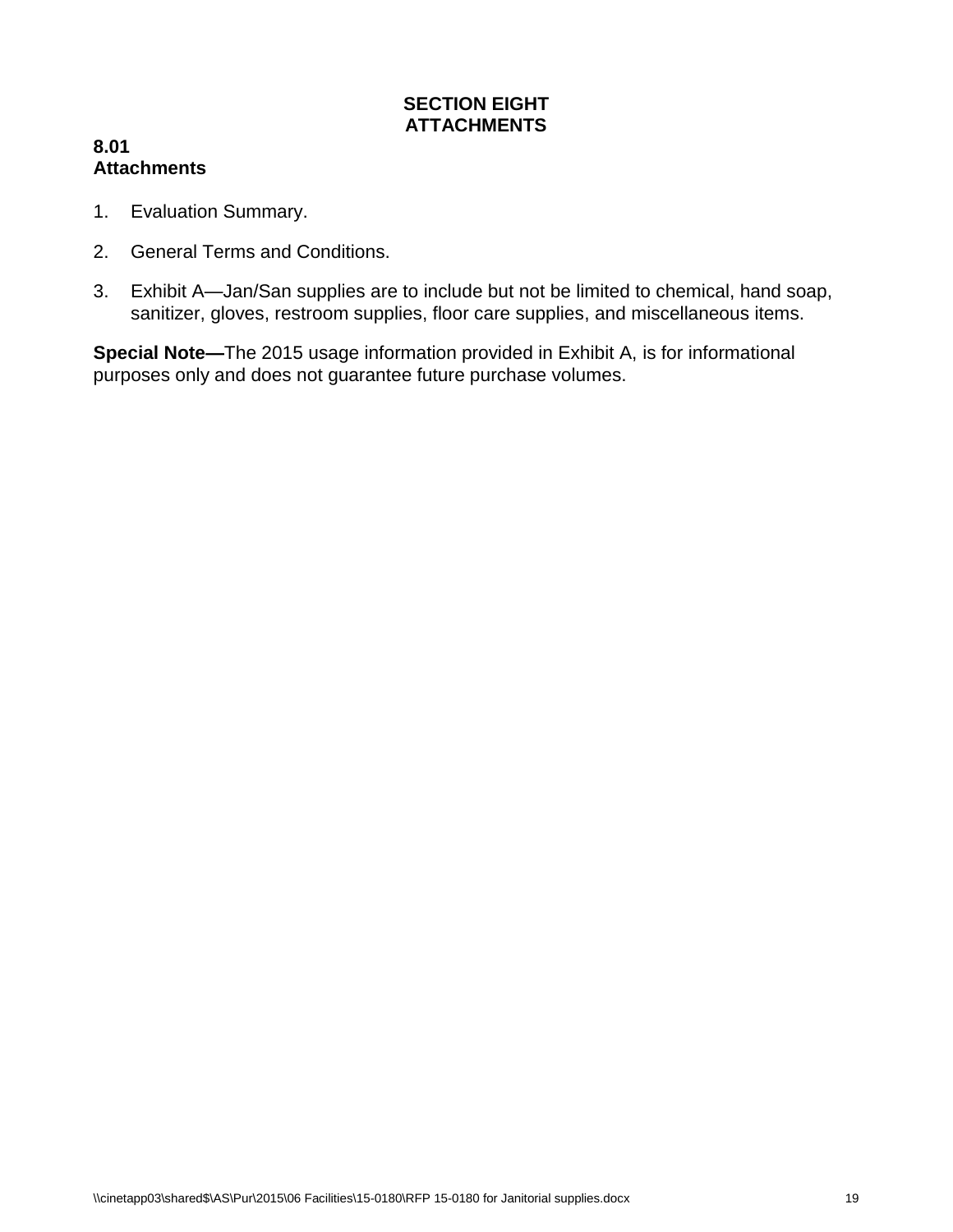# SECTION EIGHT
# ATTACHMENTS

**8.01**
**Attachments**

1. Evaluation Summary.

2. General Terms and Conditions.

3. Exhibit A—Jan/San supplies are to include but not be limited to chemical, hand soap, sanitizer, gloves, restroom supplies, floor care supplies, and miscellaneous items.

**Special Note—**The 2015 usage information provided in Exhibit A, is for informational purposes only and does not guarantee future purchase volumes.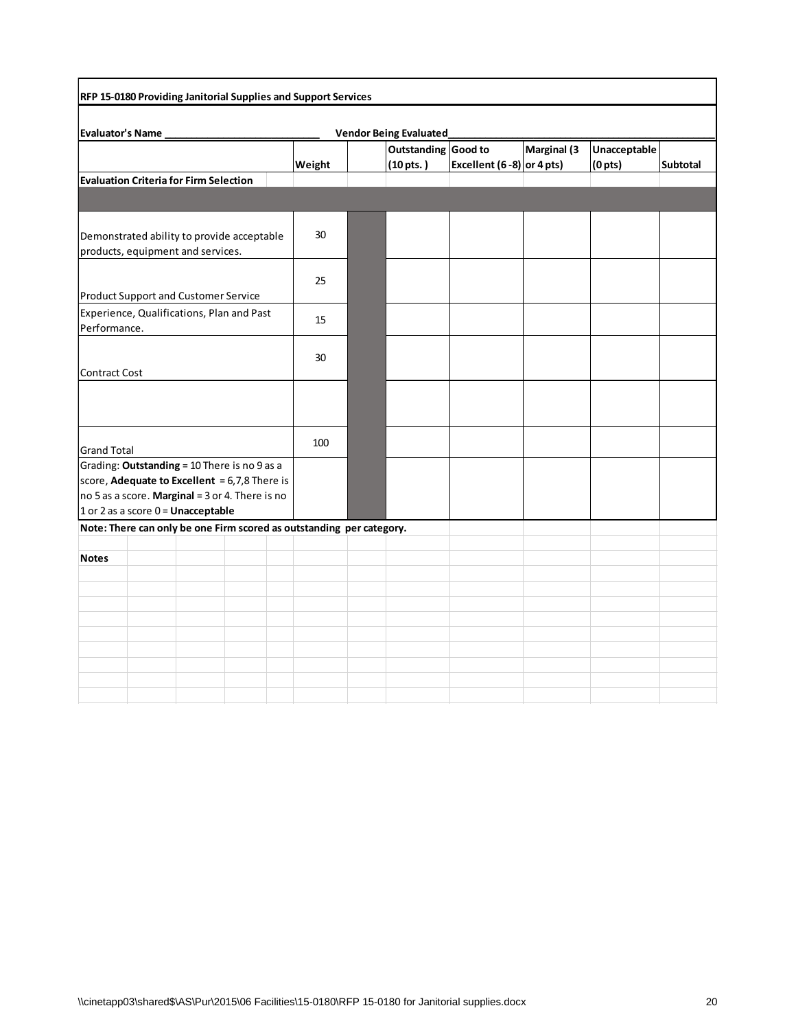**RFP 15-0180 Providing Janitorial Supplies and Support Services**

**Evaluator's Name** ____________________________ **Vendor Being Evaluated** ____________________________

| | Weight | | Outstanding (10 pts. ) | Good to Excellent (6 -8) | Marginal (3 or 4 pts) | Unacceptable (0 pts) | Subtotal |
|---|---|---|---|---|---|---|---|
| **Evaluation Criteria for Firm Selection** | | | | | | | |
| | | | | | | | |
| Demonstrated ability to provide acceptable products, equipment and services. | 30 | | | | | | |
| Product Support and Customer Service | 25 | | | | | | |
| Experience, Qualifications, Plan and Past Performance. | 15 | | | | | | |
| Contract Cost | 30 | | | | | | |
| | | | | | | | |
| Grand Total | 100 | | | | | | |
| Grading: **Outstanding** = 10 There is no 9 as a score, **Adequate to Excellent** = 6,7,8 There is no 5 as a score. **Marginal** = 3 or 4. There is no 1 or 2 as a score 0 = **Unacceptable** | | | | | | | |

**Note: There can only be one Firm scored as outstanding per category.**

**Notes**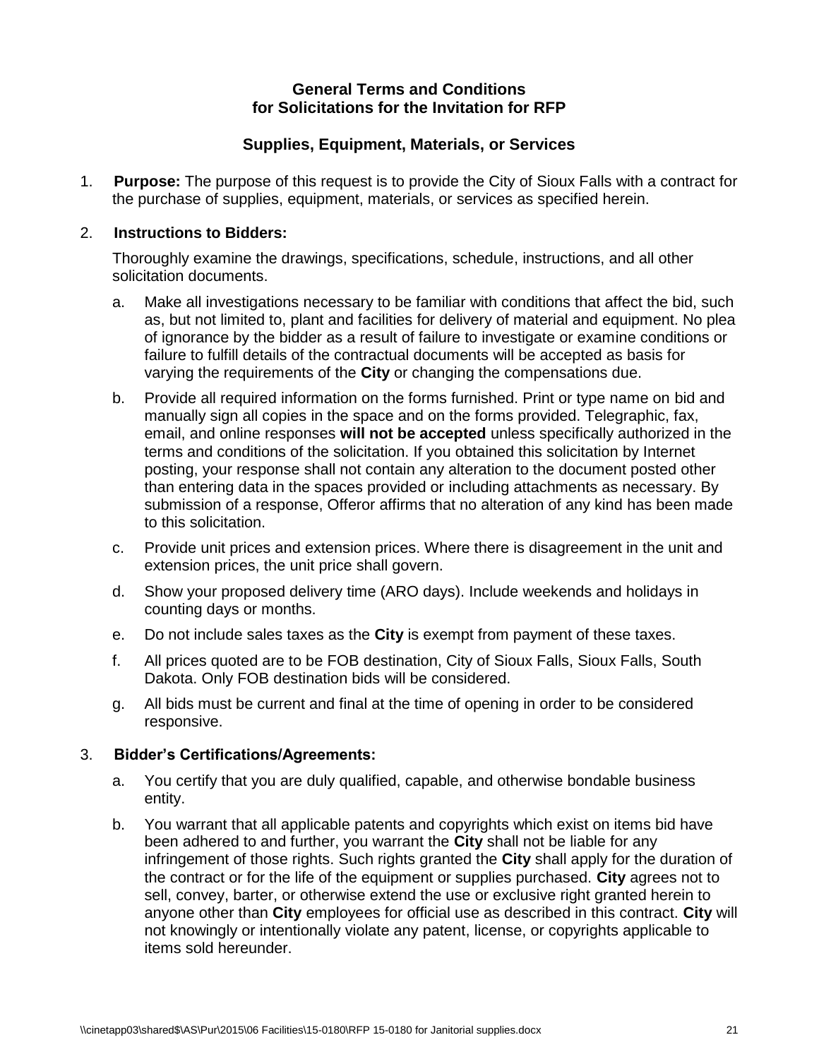## General Terms and Conditions for Solicitations for the Invitation for RFP

### Supplies, Equipment, Materials, or Services

1. **Purpose:** The purpose of this request is to provide the City of Sioux Falls with a contract for the purchase of supplies, equipment, materials, or services as specified herein.

2. **Instructions to Bidders:**

   Thoroughly examine the drawings, specifications, schedule, instructions, and all other solicitation documents.

   a. Make all investigations necessary to be familiar with conditions that affect the bid, such as, but not limited to, plant and facilities for delivery of material and equipment. No plea of ignorance by the bidder as a result of failure to investigate or examine conditions or failure to fulfill details of the contractual documents will be accepted as basis for varying the requirements of the **City** or changing the compensations due.

   b. Provide all required information on the forms furnished. Print or type name on bid and manually sign all copies in the space and on the forms provided. Telegraphic, fax, email, and online responses **will not be accepted** unless specifically authorized in the terms and conditions of the solicitation. If you obtained this solicitation by Internet posting, your response shall not contain any alteration to the document posted other than entering data in the spaces provided or including attachments as necessary. By submission of a response, Offeror affirms that no alteration of any kind has been made to this solicitation.

   c. Provide unit prices and extension prices. Where there is disagreement in the unit and extension prices, the unit price shall govern.

   d. Show your proposed delivery time (ARO days). Include weekends and holidays in counting days or months.

   e. Do not include sales taxes as the **City** is exempt from payment of these taxes.

   f. All prices quoted are to be FOB destination, City of Sioux Falls, Sioux Falls, South Dakota. Only FOB destination bids will be considered.

   g. All bids must be current and final at the time of opening in order to be considered responsive.

3. **Bidder's Certifications/Agreements:**

   a. You certify that you are duly qualified, capable, and otherwise bondable business entity.

   b. You warrant that all applicable patents and copyrights which exist on items bid have been adhered to and further, you warrant the **City** shall not be liable for any infringement of those rights. Such rights granted the **City** shall apply for the duration of the contract or for the life of the equipment or supplies purchased. **City** agrees not to sell, convey, barter, or otherwise extend the use or exclusive right granted herein to anyone other than **City** employees for official use as described in this contract. **City** will not knowingly or intentionally violate any patent, license, or copyrights applicable to items sold hereunder.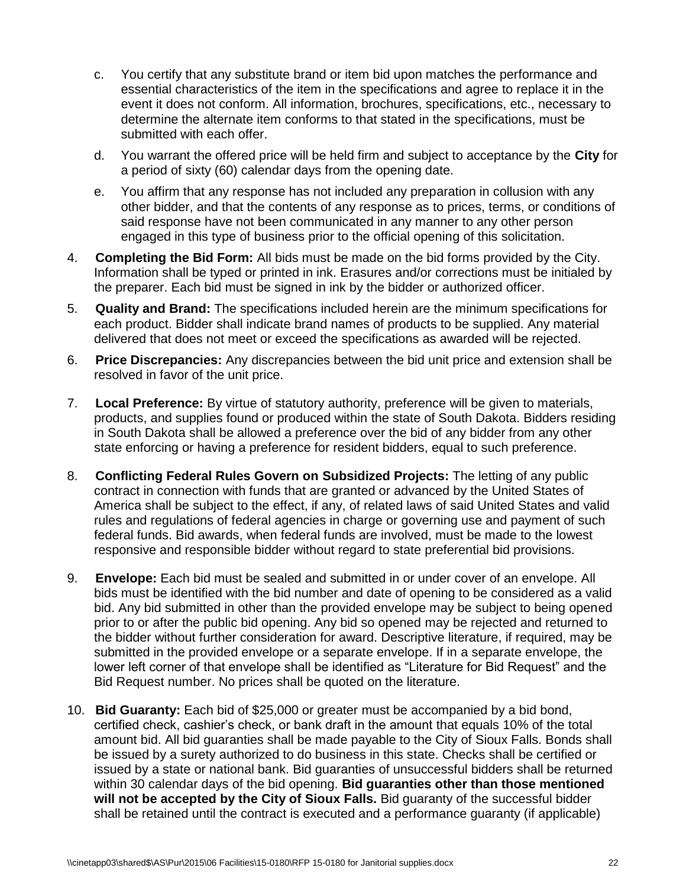c. You certify that any substitute brand or item bid upon matches the performance and essential characteristics of the item in the specifications and agree to replace it in the event it does not conform. All information, brochures, specifications, etc., necessary to determine the alternate item conforms to that stated in the specifications, must be submitted with each offer.

d. You warrant the offered price will be held firm and subject to acceptance by the **City** for a period of sixty (60) calendar days from the opening date.

e. You affirm that any response has not included any preparation in collusion with any other bidder, and that the contents of any response as to prices, terms, or conditions of said response have not been communicated in any manner to any other person engaged in this type of business prior to the official opening of this solicitation.

4. **Completing the Bid Form:** All bids must be made on the bid forms provided by the City. Information shall be typed or printed in ink. Erasures and/or corrections must be initialed by the preparer. Each bid must be signed in ink by the bidder or authorized officer.

5. **Quality and Brand:** The specifications included herein are the minimum specifications for each product. Bidder shall indicate brand names of products to be supplied. Any material delivered that does not meet or exceed the specifications as awarded will be rejected.

6. **Price Discrepancies:** Any discrepancies between the bid unit price and extension shall be resolved in favor of the unit price.

7. **Local Preference:** By virtue of statutory authority, preference will be given to materials, products, and supplies found or produced within the state of South Dakota. Bidders residing in South Dakota shall be allowed a preference over the bid of any bidder from any other state enforcing or having a preference for resident bidders, equal to such preference.

8. **Conflicting Federal Rules Govern on Subsidized Projects:** The letting of any public contract in connection with funds that are granted or advanced by the United States of America shall be subject to the effect, if any, of related laws of said United States and valid rules and regulations of federal agencies in charge or governing use and payment of such federal funds. Bid awards, when federal funds are involved, must be made to the lowest responsive and responsible bidder without regard to state preferential bid provisions.

9. **Envelope:** Each bid must be sealed and submitted in or under cover of an envelope. All bids must be identified with the bid number and date of opening to be considered as a valid bid. Any bid submitted in other than the provided envelope may be subject to being opened prior to or after the public bid opening. Any bid so opened may be rejected and returned to the bidder without further consideration for award. Descriptive literature, if required, may be submitted in the provided envelope or a separate envelope. If in a separate envelope, the lower left corner of that envelope shall be identified as "Literature for Bid Request" and the Bid Request number. No prices shall be quoted on the literature.

10. **Bid Guaranty:** Each bid of $25,000 or greater must be accompanied by a bid bond, certified check, cashier's check, or bank draft in the amount that equals 10% of the total amount bid. All bid guaranties shall be made payable to the City of Sioux Falls. Bonds shall be issued by a surety authorized to do business in this state. Checks shall be certified or issued by a state or national bank. Bid guaranties of unsuccessful bidders shall be returned within 30 calendar days of the bid opening. **Bid guaranties other than those mentioned will not be accepted by the City of Sioux Falls.** Bid guaranty of the successful bidder shall be retained until the contract is executed and a performance guaranty (if applicable)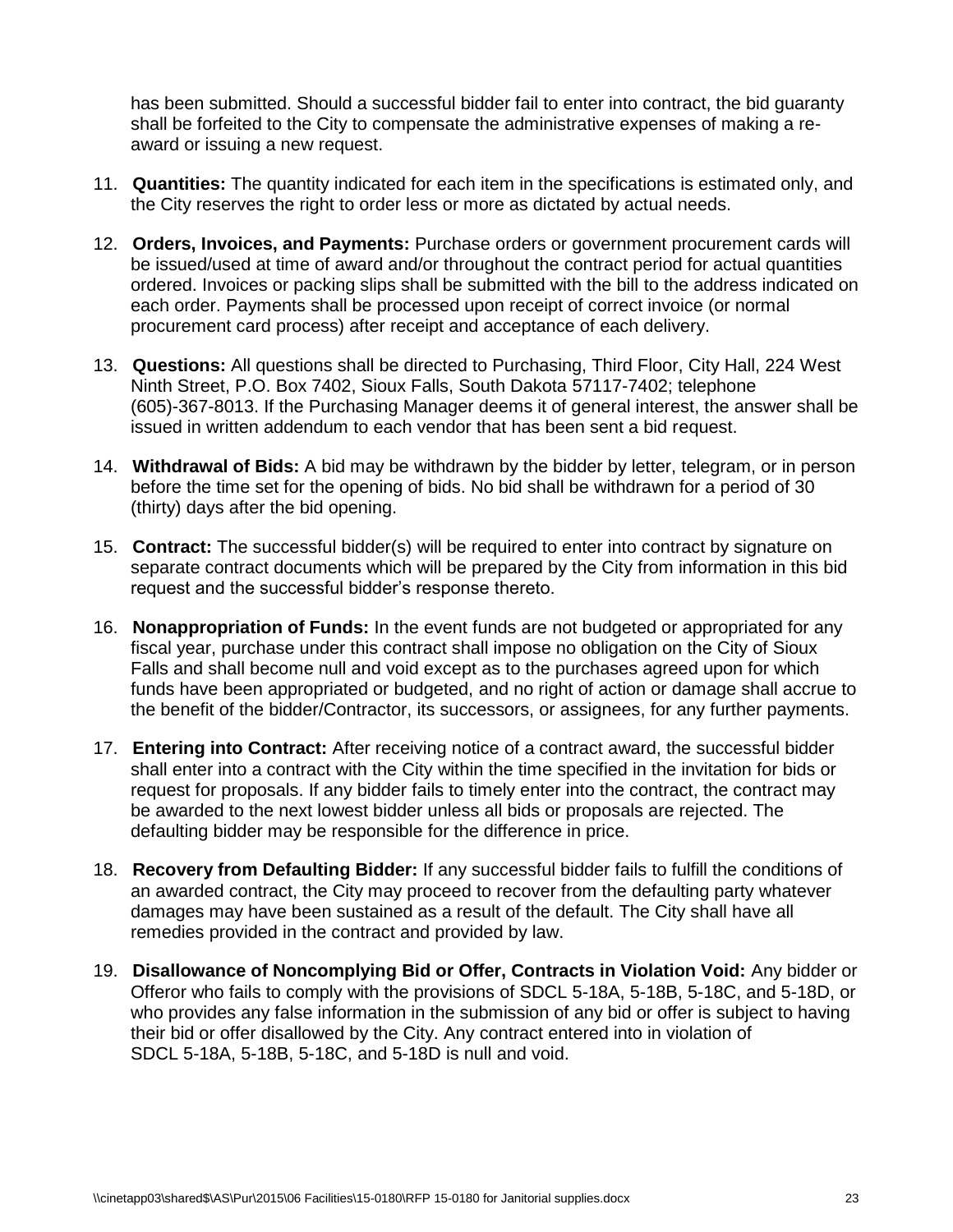has been submitted. Should a successful bidder fail to enter into contract, the bid guaranty shall be forfeited to the City to compensate the administrative expenses of making a re-award or issuing a new request.

11. **Quantities:** The quantity indicated for each item in the specifications is estimated only, and the City reserves the right to order less or more as dictated by actual needs.

12. **Orders, Invoices, and Payments:** Purchase orders or government procurement cards will be issued/used at time of award and/or throughout the contract period for actual quantities ordered. Invoices or packing slips shall be submitted with the bill to the address indicated on each order. Payments shall be processed upon receipt of correct invoice (or normal procurement card process) after receipt and acceptance of each delivery.

13. **Questions:** All questions shall be directed to Purchasing, Third Floor, City Hall, 224 West Ninth Street, P.O. Box 7402, Sioux Falls, South Dakota 57117-7402; telephone (605)-367-8013. If the Purchasing Manager deems it of general interest, the answer shall be issued in written addendum to each vendor that has been sent a bid request.

14. **Withdrawal of Bids:** A bid may be withdrawn by the bidder by letter, telegram, or in person before the time set for the opening of bids. No bid shall be withdrawn for a period of 30 (thirty) days after the bid opening.

15. **Contract:** The successful bidder(s) will be required to enter into contract by signature on separate contract documents which will be prepared by the City from information in this bid request and the successful bidder's response thereto.

16. **Nonappropriation of Funds:** In the event funds are not budgeted or appropriated for any fiscal year, purchase under this contract shall impose no obligation on the City of Sioux Falls and shall become null and void except as to the purchases agreed upon for which funds have been appropriated or budgeted, and no right of action or damage shall accrue to the benefit of the bidder/Contractor, its successors, or assignees, for any further payments.

17. **Entering into Contract:** After receiving notice of a contract award, the successful bidder shall enter into a contract with the City within the time specified in the invitation for bids or request for proposals. If any bidder fails to timely enter into the contract, the contract may be awarded to the next lowest bidder unless all bids or proposals are rejected. The defaulting bidder may be responsible for the difference in price.

18. **Recovery from Defaulting Bidder:** If any successful bidder fails to fulfill the conditions of an awarded contract, the City may proceed to recover from the defaulting party whatever damages may have been sustained as a result of the default. The City shall have all remedies provided in the contract and provided by law.

19. **Disallowance of Noncomplying Bid or Offer, Contracts in Violation Void:** Any bidder or Offeror who fails to comply with the provisions of SDCL 5-18A, 5-18B, 5-18C, and 5-18D, or who provides any false information in the submission of any bid or offer is subject to having their bid or offer disallowed by the City. Any contract entered into in violation of SDCL 5-18A, 5-18B, 5-18C, and 5-18D is null and void.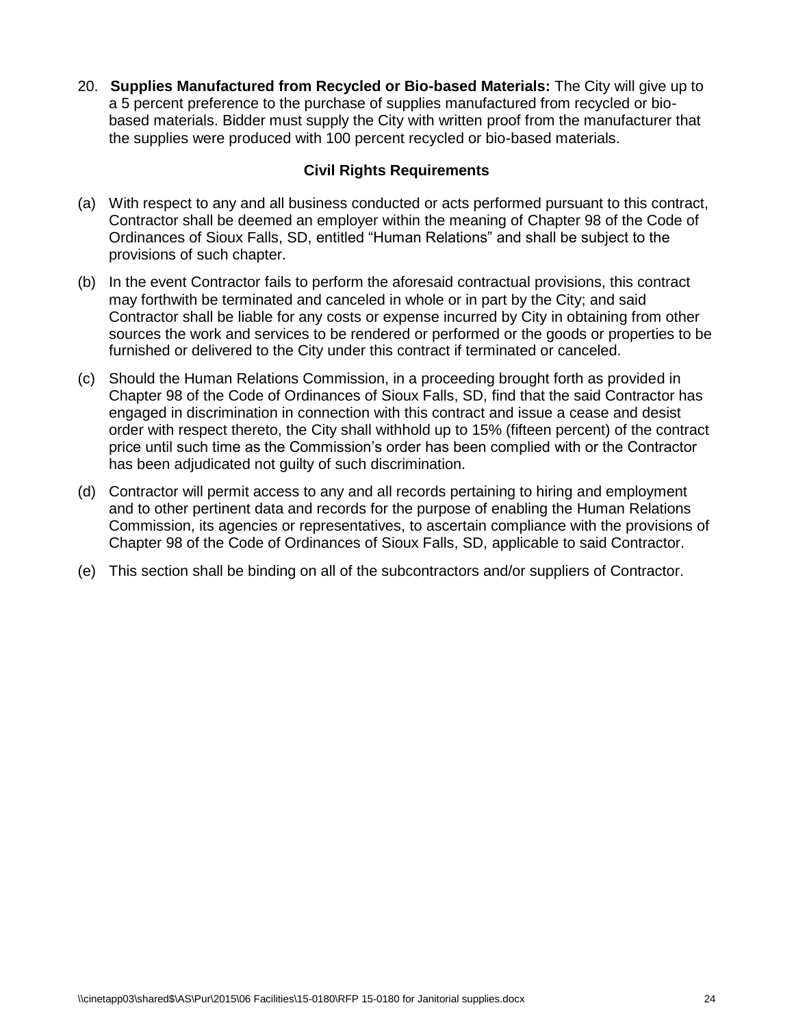20. **Supplies Manufactured from Recycled or Bio-based Materials:** The City will give up to a 5 percent preference to the purchase of supplies manufactured from recycled or bio-based materials. Bidder must supply the City with written proof from the manufacturer that the supplies were produced with 100 percent recycled or bio-based materials.

**Civil Rights Requirements**

(a) With respect to any and all business conducted or acts performed pursuant to this contract, Contractor shall be deemed an employer within the meaning of Chapter 98 of the Code of Ordinances of Sioux Falls, SD, entitled "Human Relations" and shall be subject to the provisions of such chapter.

(b) In the event Contractor fails to perform the aforesaid contractual provisions, this contract may forthwith be terminated and canceled in whole or in part by the City; and said Contractor shall be liable for any costs or expense incurred by City in obtaining from other sources the work and services to be rendered or performed or the goods or properties to be furnished or delivered to the City under this contract if terminated or canceled.

(c) Should the Human Relations Commission, in a proceeding brought forth as provided in Chapter 98 of the Code of Ordinances of Sioux Falls, SD, find that the said Contractor has engaged in discrimination in connection with this contract and issue a cease and desist order with respect thereto, the City shall withhold up to 15% (fifteen percent) of the contract price until such time as the Commission's order has been complied with or the Contractor has been adjudicated not guilty of such discrimination.

(d) Contractor will permit access to any and all records pertaining to hiring and employment and to other pertinent data and records for the purpose of enabling the Human Relations Commission, its agencies or representatives, to ascertain compliance with the provisions of Chapter 98 of the Code of Ordinances of Sioux Falls, SD, applicable to said Contractor.

(e) This section shall be binding on all of the subcontractors and/or suppliers of Contractor.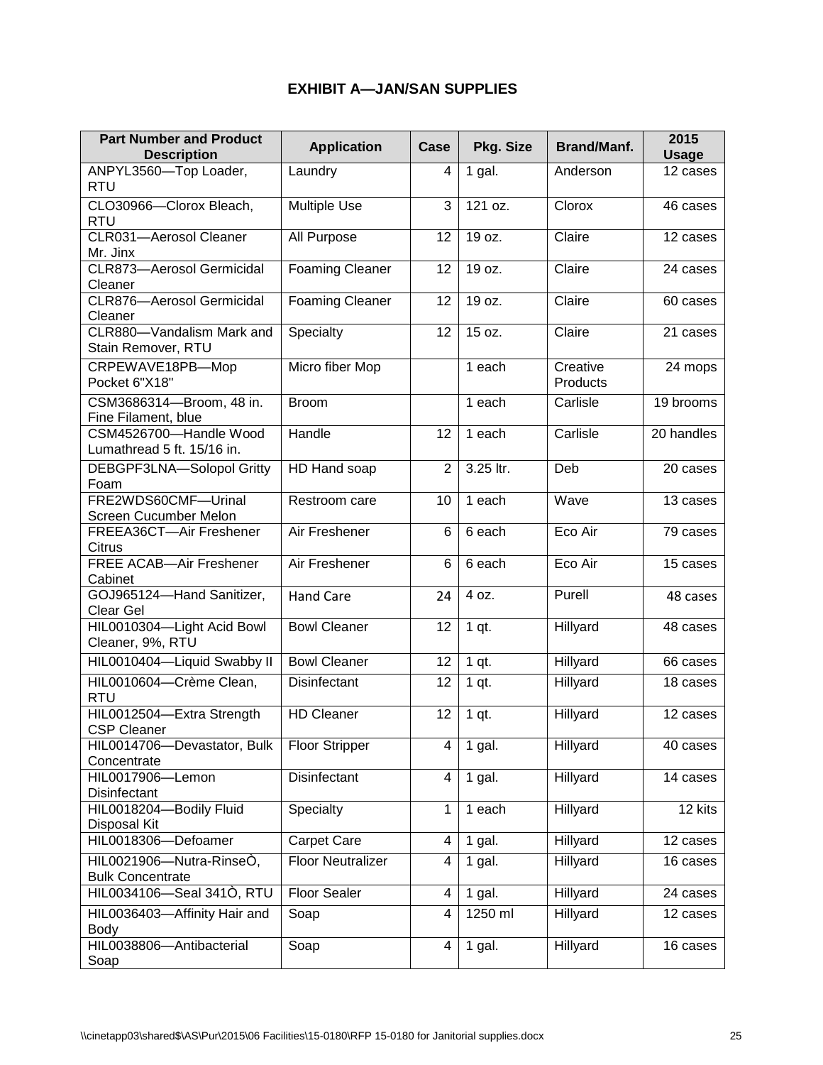## EXHIBIT A—JAN/SAN SUPPLIES

| Part Number and Product Description | Application | Case | Pkg. Size | Brand/Manf. | 2015 Usage |
|---|---|---|---|---|---|
| ANPYL3560—Top Loader, RTU | Laundry | 4 | 1 gal. | Anderson | 12 cases |
| CLO30966—Clorox Bleach, RTU | Multiple Use | 3 | 121 oz. | Clorox | 46 cases |
| CLR031—Aerosol Cleaner Mr. Jinx | All Purpose | 12 | 19 oz. | Claire | 12 cases |
| CLR873—Aerosol Germicidal Cleaner | Foaming Cleaner | 12 | 19 oz. | Claire | 24 cases |
| CLR876—Aerosol Germicidal Cleaner | Foaming Cleaner | 12 | 19 oz. | Claire | 60 cases |
| CLR880—Vandalism Mark and Stain Remover, RTU | Specialty | 12 | 15 oz. | Claire | 21 cases |
| CRPEWAVE18PB—Mop Pocket 6"X18" | Micro fiber Mop | | 1 each | Creative Products | 24 mops |
| CSM3686314—Broom, 48 in. Fine Filament, blue | Broom | | 1 each | Carlisle | 19 brooms |
| CSM4526700—Handle Wood Lumathread 5 ft. 15/16 in. | Handle | 12 | 1 each | Carlisle | 20 handles |
| DEBGPF3LNA—Solopol Gritty Foam | HD Hand soap | 2 | 3.25 ltr. | Deb | 20 cases |
| FRE2WDS60CMF—Urinal Screen Cucumber Melon | Restroom care | 10 | 1 each | Wave | 13 cases |
| FREEA36CT—Air Freshener Citrus | Air Freshener | 6 | 6 each | Eco Air | 79 cases |
| FREE ACAB—Air Freshener Cabinet | Air Freshener | 6 | 6 each | Eco Air | 15 cases |
| GOJ965124—Hand Sanitizer, Clear Gel | Hand Care | 24 | 4 oz. | Purell | 48 cases |
| HIL0010304—Light Acid Bowl Cleaner, 9%, RTU | Bowl Cleaner | 12 | 1 qt. | Hillyard | 48 cases |
| HIL0010404—Liquid Swabby II | Bowl Cleaner | 12 | 1 qt. | Hillyard | 66 cases |
| HIL0010604—Crème Clean, RTU | Disinfectant | 12 | 1 qt. | Hillyard | 18 cases |
| HIL0012504—Extra Strength CSP Cleaner | HD Cleaner | 12 | 1 qt. | Hillyard | 12 cases |
| HIL0014706—Devastator, Bulk Concentrate | Floor Stripper | 4 | 1 gal. | Hillyard | 40 cases |
| HIL0017906—Lemon Disinfectant | Disinfectant | 4 | 1 gal. | Hillyard | 14 cases |
| HIL0018204—Bodily Fluid Disposal Kit | Specialty | 1 | 1 each | Hillyard | 12 kits |
| HIL0018306—Defoamer | Carpet Care | 4 | 1 gal. | Hillyard | 12 cases |
| HIL0021906—Nutra-RinseÒ, Bulk Concentrate | Floor Neutralizer | 4 | 1 gal. | Hillyard | 16 cases |
| HIL0034106—Seal 341Ò, RTU | Floor Sealer | 4 | 1 gal. | Hillyard | 24 cases |
| HIL0036403—Affinity Hair and Body | Soap | 4 | 1250 ml | Hillyard | 12 cases |
| HIL0038806—Antibacterial Soap | Soap | 4 | 1 gal. | Hillyard | 16 cases |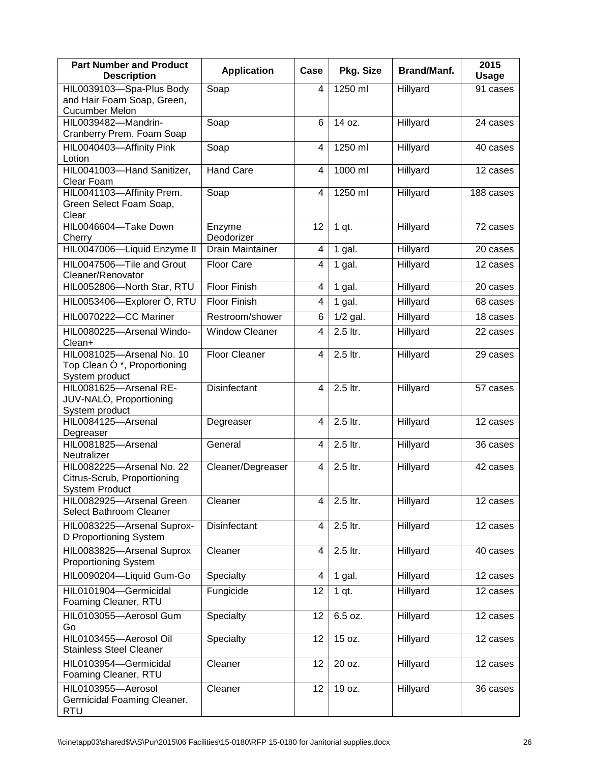| Part Number and Product Description | Application | Case | Pkg. Size | Brand/Manf. | 2015 Usage |
|---|---|---|---|---|---|
| HIL0039103—Spa-Plus Body and Hair Foam Soap, Green, Cucumber Melon | Soap | 4 | 1250 ml | Hillyard | 91 cases |
| HIL0039482—Mandrin-Cranberry Prem. Foam Soap | Soap | 6 | 14 oz. | Hillyard | 24 cases |
| HIL0040403—Affinity Pink Lotion | Soap | 4 | 1250 ml | Hillyard | 40 cases |
| HIL0041003—Hand Sanitizer, Clear Foam | Hand Care | 4 | 1000 ml | Hillyard | 12 cases |
| HIL0041103—Affinity Prem. Green Select Foam Soap, Clear | Soap | 4 | 1250 ml | Hillyard | 188 cases |
| HIL0046604—Take Down Cherry | Enzyme Deodorizer | 12 | 1 qt. | Hillyard | 72 cases |
| HIL0047006—Liquid Enzyme II | Drain Maintainer | 4 | 1 gal. | Hillyard | 20 cases |
| HIL0047506—Tile and Grout Cleaner/Renovator | Floor Care | 4 | 1 gal. | Hillyard | 12 cases |
| HIL0052806—North Star, RTU | Floor Finish | 4 | 1 gal. | Hillyard | 20 cases |
| HIL0053406—Explorer Ò, RTU | Floor Finish | 4 | 1 gal. | Hillyard | 68 cases |
| HIL0070222—CC Mariner | Restroom/shower | 6 | 1/2 gal. | Hillyard | 18 cases |
| HIL0080225—Arsenal Windo-Clean+ | Window Cleaner | 4 | 2.5 ltr. | Hillyard | 22 cases |
| HIL0081025—Arsenal No. 10 Top Clean Ò *, Proportioning System product | Floor Cleaner | 4 | 2.5 ltr. | Hillyard | 29 cases |
| HIL0081625—Arsenal RE-JUV-NALÒ, Proportioning System product | Disinfectant | 4 | 2.5 ltr. | Hillyard | 57 cases |
| HIL0084125—Arsenal Degreaser | Degreaser | 4 | 2.5 ltr. | Hillyard | 12 cases |
| HIL0081825—Arsenal Neutralizer | General | 4 | 2.5 ltr. | Hillyard | 36 cases |
| HIL0082225—Arsenal No. 22 Citrus-Scrub, Proportioning System Product | Cleaner/Degreaser | 4 | 2.5 ltr. | Hillyard | 42 cases |
| HIL0082925—Arsenal Green Select Bathroom Cleaner | Cleaner | 4 | 2.5 ltr. | Hillyard | 12 cases |
| HIL0083225—Arsenal Suprox-D Proportioning System | Disinfectant | 4 | 2.5 ltr. | Hillyard | 12 cases |
| HIL0083825—Arsenal Suprox Proportioning System | Cleaner | 4 | 2.5 ltr. | Hillyard | 40 cases |
| HIL0090204—Liquid Gum-Go | Specialty | 4 | 1 gal. | Hillyard | 12 cases |
| HIL0101904—Germicidal Foaming Cleaner, RTU | Fungicide | 12 | 1 qt. | Hillyard | 12 cases |
| HIL0103055—Aerosol Gum Go | Specialty | 12 | 6.5 oz. | Hillyard | 12 cases |
| HIL0103455—Aerosol Oil Stainless Steel Cleaner | Specialty | 12 | 15 oz. | Hillyard | 12 cases |
| HIL0103954—Germicidal Foaming Cleaner, RTU | Cleaner | 12 | 20 oz. | Hillyard | 12 cases |
| HIL0103955—Aerosol Germicidal Foaming Cleaner, RTU | Cleaner | 12 | 19 oz. | Hillyard | 36 cases |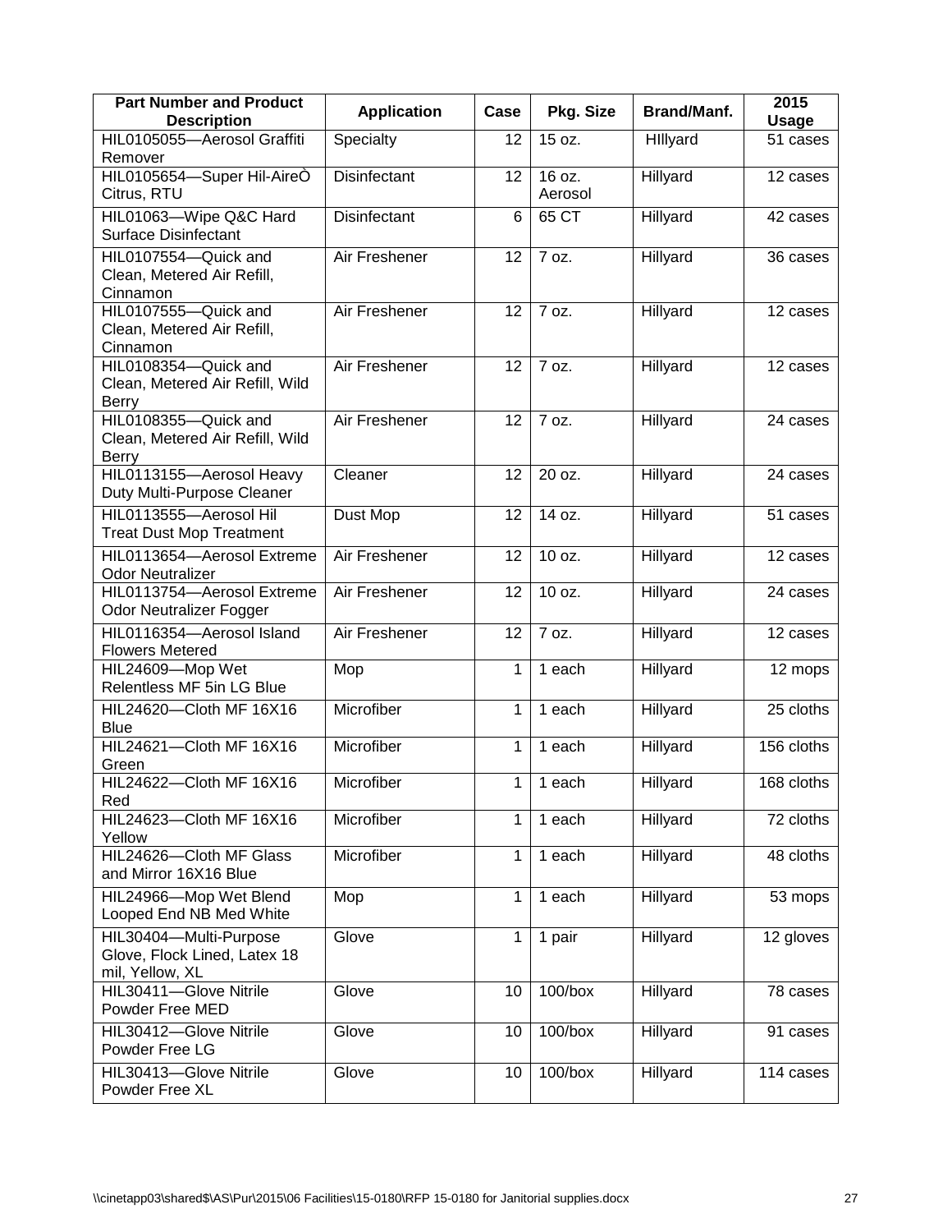| Part Number and Product Description | Application | Case | Pkg. Size | Brand/Manf. | 2015 Usage |
|---|---|---|---|---|---|
| HIL0105055—Aerosol Graffiti Remover | Specialty | 12 | 15 oz. | HIllyard | 51 cases |
| HIL0105654—Super Hil-AireÒ Citrus, RTU | Disinfectant | 12 | 16 oz. Aerosol | Hillyard | 12 cases |
| HIL01063—Wipe Q&C Hard Surface Disinfectant | Disinfectant | 6 | 65 CT | Hillyard | 42 cases |
| HIL0107554—Quick and Clean, Metered Air Refill, Cinnamon | Air Freshener | 12 | 7 oz. | Hillyard | 36 cases |
| HIL0107555—Quick and Clean, Metered Air Refill, Cinnamon | Air Freshener | 12 | 7 oz. | Hillyard | 12 cases |
| HIL0108354—Quick and Clean, Metered Air Refill, Wild Berry | Air Freshener | 12 | 7 oz. | Hillyard | 12 cases |
| HIL0108355—Quick and Clean, Metered Air Refill, Wild Berry | Air Freshener | 12 | 7 oz. | Hillyard | 24 cases |
| HIL0113155—Aerosol Heavy Duty Multi-Purpose Cleaner | Cleaner | 12 | 20 oz. | Hillyard | 24 cases |
| HIL0113555—Aerosol Hil Treat Dust Mop Treatment | Dust Mop | 12 | 14 oz. | Hillyard | 51 cases |
| HIL0113654—Aerosol Extreme Odor Neutralizer | Air Freshener | 12 | 10 oz. | Hillyard | 12 cases |
| HIL0113754—Aerosol Extreme Odor Neutralizer Fogger | Air Freshener | 12 | 10 oz. | Hillyard | 24 cases |
| HIL0116354—Aerosol Island Flowers Metered | Air Freshener | 12 | 7 oz. | Hillyard | 12 cases |
| HIL24609—Mop Wet Relentless MF 5in LG Blue | Mop | 1 | 1 each | Hillyard | 12 mops |
| HIL24620—Cloth MF 16X16 Blue | Microfiber | 1 | 1 each | Hillyard | 25 cloths |
| HIL24621—Cloth MF 16X16 Green | Microfiber | 1 | 1 each | Hillyard | 156 cloths |
| HIL24622—Cloth MF 16X16 Red | Microfiber | 1 | 1 each | Hillyard | 168 cloths |
| HIL24623—Cloth MF 16X16 Yellow | Microfiber | 1 | 1 each | Hillyard | 72 cloths |
| HIL24626—Cloth MF Glass and Mirror 16X16 Blue | Microfiber | 1 | 1 each | Hillyard | 48 cloths |
| HIL24966—Mop Wet Blend Looped End NB Med White | Mop | 1 | 1 each | Hillyard | 53 mops |
| HIL30404—Multi-Purpose Glove, Flock Lined, Latex 18 mil, Yellow, XL | Glove | 1 | 1 pair | Hillyard | 12 gloves |
| HIL30411—Glove Nitrile Powder Free MED | Glove | 10 | 100/box | Hillyard | 78 cases |
| HIL30412—Glove Nitrile Powder Free LG | Glove | 10 | 100/box | Hillyard | 91 cases |
| HIL30413—Glove Nitrile Powder Free XL | Glove | 10 | 100/box | Hillyard | 114 cases |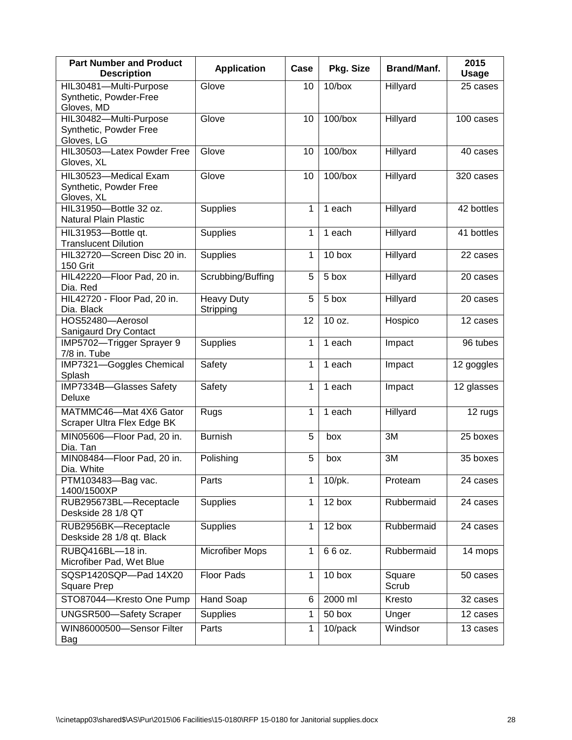| Part Number and Product Description | Application | Case | Pkg. Size | Brand/Manf. | 2015 Usage |
|---|---|---|---|---|---|
| HIL30481—Multi-Purpose Synthetic, Powder-Free Gloves, MD | Glove | 10 | 10/box | Hillyard | 25 cases |
| HIL30482—Multi-Purpose Synthetic, Powder Free Gloves, LG | Glove | 10 | 100/box | Hillyard | 100 cases |
| HIL30503—Latex Powder Free Gloves, XL | Glove | 10 | 100/box | Hillyard | 40 cases |
| HIL30523—Medical Exam Synthetic, Powder Free Gloves, XL | Glove | 10 | 100/box | Hillyard | 320 cases |
| HIL31950—Bottle 32 oz. Natural Plain Plastic | Supplies | 1 | 1 each | Hillyard | 42 bottles |
| HIL31953—Bottle qt. Translucent Dilution | Supplies | 1 | 1 each | Hillyard | 41 bottles |
| HIL32720—Screen Disc 20 in. 150 Grit | Supplies | 1 | 10 box | Hillyard | 22 cases |
| HIL42220—Floor Pad, 20 in. Dia. Red | Scrubbing/Buffing | 5 | 5 box | Hillyard | 20 cases |
| HIL42720 - Floor Pad, 20 in. Dia. Black | Heavy Duty Stripping | 5 | 5 box | Hillyard | 20 cases |
| HOS52480—Aerosol Sanigaurd Dry Contact | | 12 | 10 oz. | Hospico | 12 cases |
| IMP5702—Trigger Sprayer 9 7/8 in. Tube | Supplies | 1 | 1 each | Impact | 96 tubes |
| IMP7321—Goggles Chemical Splash | Safety | 1 | 1 each | Impact | 12 goggles |
| IMP7334B—Glasses Safety Deluxe | Safety | 1 | 1 each | Impact | 12 glasses |
| MATMMC46—Mat 4X6 Gator Scraper Ultra Flex Edge BK | Rugs | 1 | 1 each | Hillyard | 12 rugs |
| MIN05606—Floor Pad, 20 in. Dia. Tan | Burnish | 5 | box | 3M | 25 boxes |
| MIN08484—Floor Pad, 20 in. Dia. White | Polishing | 5 | box | 3M | 35 boxes |
| PTM103483—Bag vac. 1400/1500XP | Parts | 1 | 10/pk. | Proteam | 24 cases |
| RUB295673BL—Receptacle Deskside 28 1/8 QT | Supplies | 1 | 12 box | Rubbermaid | 24 cases |
| RUB2956BK—Receptacle Deskside 28 1/8 qt. Black | Supplies | 1 | 12 box | Rubbermaid | 24 cases |
| RUBQ416BL—18 in. Microfiber Pad, Wet Blue | Microfiber Mops | 1 | 6 6 oz. | Rubbermaid | 14 mops |
| SQSP1420SQP—Pad 14X20 Square Prep | Floor Pads | 1 | 10 box | Square Scrub | 50 cases |
| STO87044—Kresto One Pump | Hand Soap | 6 | 2000 ml | Kresto | 32 cases |
| UNGSR500—Safety Scraper | Supplies | 1 | 50 box | Unger | 12 cases |
| WIN86000500—Sensor Filter Bag | Parts | 1 | 10/pack | Windsor | 13 cases |